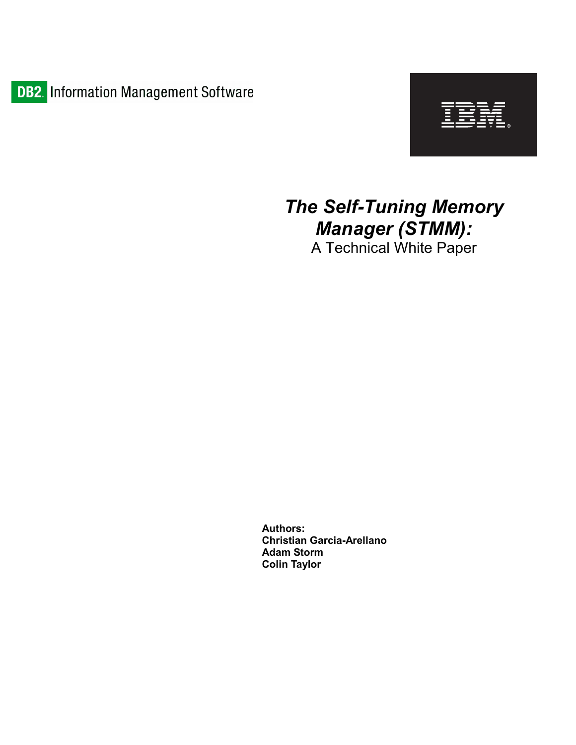DB2 Information Management Software

IBM

# *The Self-Tuning Memory Manager (STMM):*

A Technical White Paper

**Authors:**
**Christian Garcia-Arellano**
**Adam Storm**
**Colin Taylor**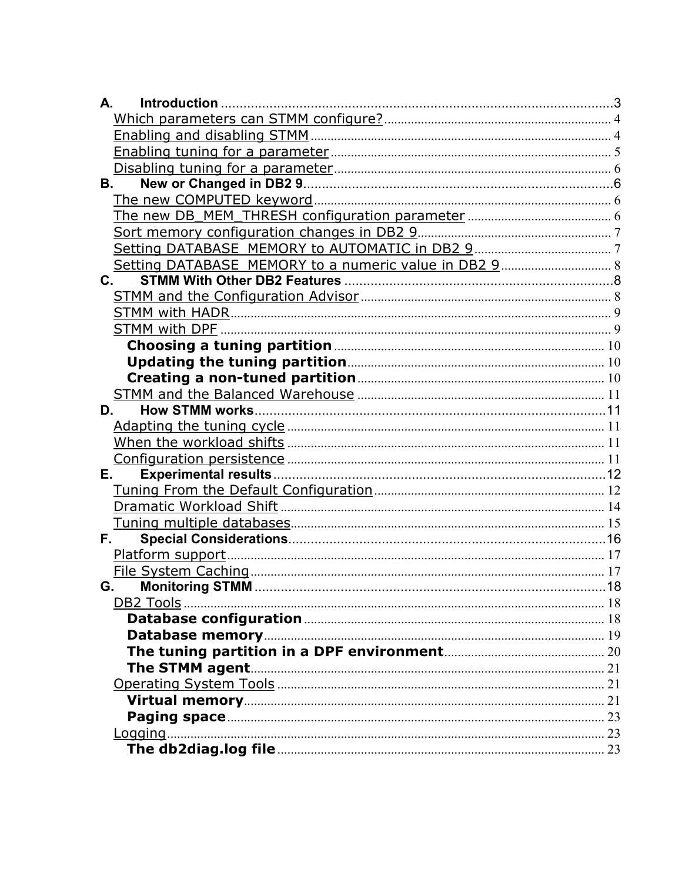A. **Introduction** .......... 3

- Which parameters can STMM configure? .......... 4
- Enabling and disabling STMM .......... 4
- Enabling tuning for a parameter .......... 5
- Disabling tuning for a parameter .......... 6

B. **New or Changed in DB2 9** .......... 6

- The new COMPUTED keyword .......... 6
- The new DB_MEM_THRESH configuration parameter .......... 6
- Sort memory configuration changes in DB2 9 .......... 7
- Setting DATABASE_MEMORY to AUTOMATIC in DB2 9 .......... 7
- Setting DATABASE_MEMORY to a numeric value in DB2 9 .......... 8

C. **STMM With Other DB2 Features** .......... 8

- STMM and the Configuration Advisor .......... 8
- STMM with HADR .......... 9
- STMM with DPF .......... 9
  - **Choosing a tuning partition** .......... 10
  - **Updating the tuning partition** .......... 10
  - **Creating a non-tuned partition** .......... 10
- STMM and the Balanced Warehouse .......... 11

D. **How STMM works** .......... 11

- Adapting the tuning cycle .......... 11
- When the workload shifts .......... 11
- Configuration persistence .......... 11

E. **Experimental results** .......... 12

- Tuning From the Default Configuration .......... 12
- Dramatic Workload Shift .......... 14
- Tuning multiple databases .......... 15

F. **Special Considerations** .......... 16

- Platform support .......... 17
- File System Caching .......... 17

G. **Monitoring STMM** .......... 18

- DB2 Tools .......... 18
  - **Database configuration** .......... 18
  - **Database memory** .......... 19
  - **The tuning partition in a DPF environment** .......... 20
  - **The STMM agent** .......... 21
- Operating System Tools .......... 21
  - **Virtual memory** .......... 21
  - **Paging space** .......... 23
- Logging .......... 23
  - **The db2diag.log file** .......... 23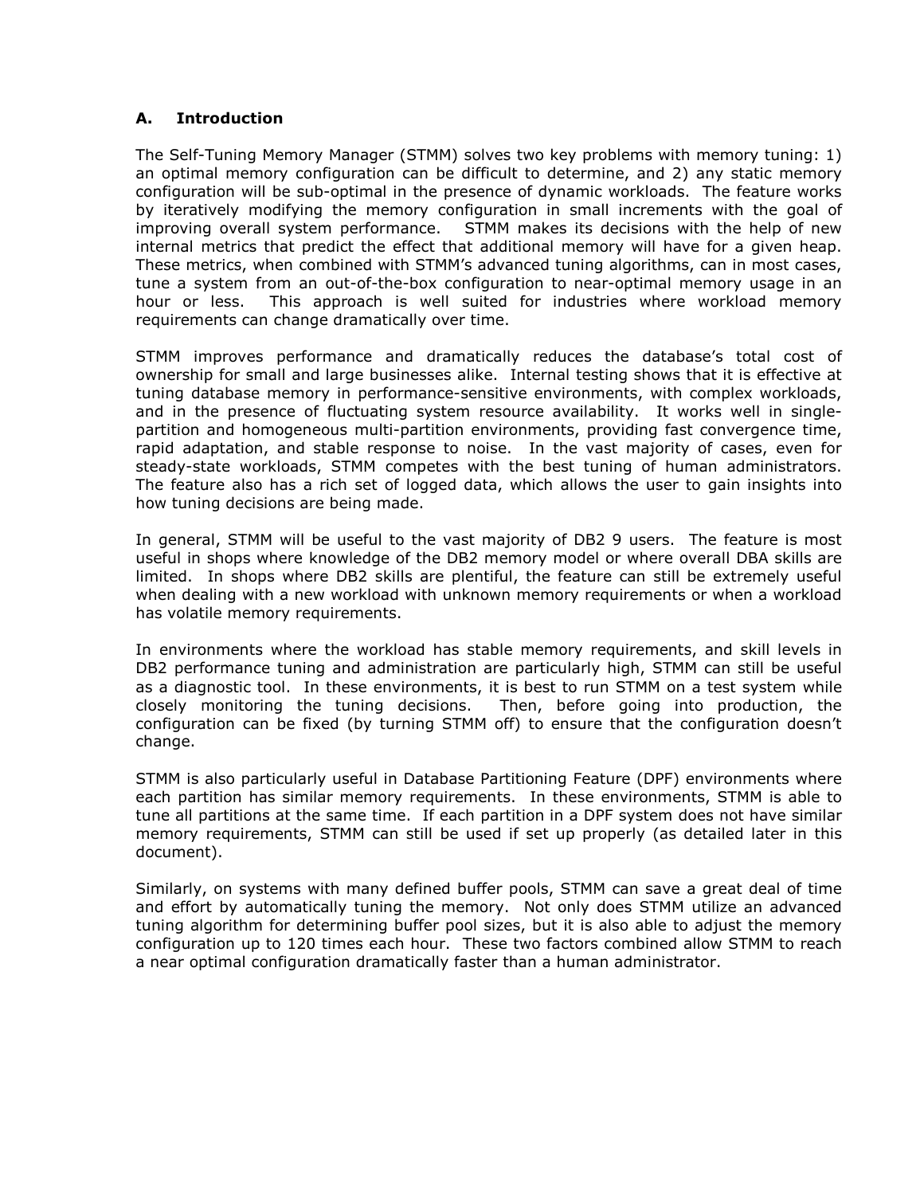## A. Introduction

The Self-Tuning Memory Manager (STMM) solves two key problems with memory tuning: 1) an optimal memory configuration can be difficult to determine, and 2) any static memory configuration will be sub-optimal in the presence of dynamic workloads. The feature works by iteratively modifying the memory configuration in small increments with the goal of improving overall system performance. STMM makes its decisions with the help of new internal metrics that predict the effect that additional memory will have for a given heap. These metrics, when combined with STMM's advanced tuning algorithms, can in most cases, tune a system from an out-of-the-box configuration to near-optimal memory usage in an hour or less. This approach is well suited for industries where workload memory requirements can change dramatically over time.

STMM improves performance and dramatically reduces the database's total cost of ownership for small and large businesses alike. Internal testing shows that it is effective at tuning database memory in performance-sensitive environments, with complex workloads, and in the presence of fluctuating system resource availability. It works well in single-partition and homogeneous multi-partition environments, providing fast convergence time, rapid adaptation, and stable response to noise. In the vast majority of cases, even for steady-state workloads, STMM competes with the best tuning of human administrators. The feature also has a rich set of logged data, which allows the user to gain insights into how tuning decisions are being made.

In general, STMM will be useful to the vast majority of DB2 9 users. The feature is most useful in shops where knowledge of the DB2 memory model or where overall DBA skills are limited. In shops where DB2 skills are plentiful, the feature can still be extremely useful when dealing with a new workload with unknown memory requirements or when a workload has volatile memory requirements.

In environments where the workload has stable memory requirements, and skill levels in DB2 performance tuning and administration are particularly high, STMM can still be useful as a diagnostic tool. In these environments, it is best to run STMM on a test system while closely monitoring the tuning decisions. Then, before going into production, the configuration can be fixed (by turning STMM off) to ensure that the configuration doesn't change.

STMM is also particularly useful in Database Partitioning Feature (DPF) environments where each partition has similar memory requirements. In these environments, STMM is able to tune all partitions at the same time. If each partition in a DPF system does not have similar memory requirements, STMM can still be used if set up properly (as detailed later in this document).

Similarly, on systems with many defined buffer pools, STMM can save a great deal of time and effort by automatically tuning the memory. Not only does STMM utilize an advanced tuning algorithm for determining buffer pool sizes, but it is also able to adjust the memory configuration up to 120 times each hour. These two factors combined allow STMM to reach a near optimal configuration dramatically faster than a human administrator.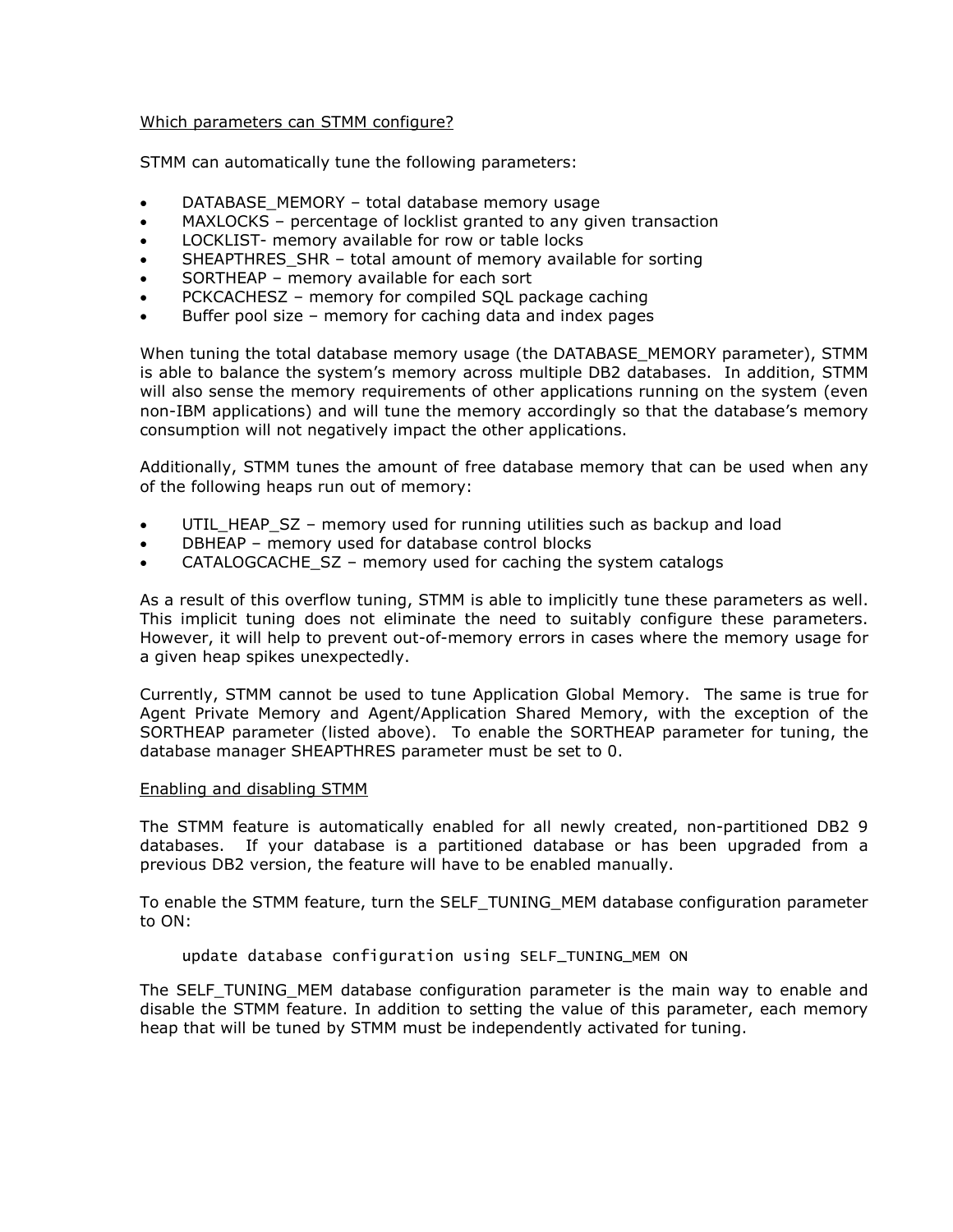<u>Which parameters can STMM configure?</u>

STMM can automatically tune the following parameters:

- DATABASE_MEMORY – total database memory usage
- MAXLOCKS – percentage of locklist granted to any given transaction
- LOCKLIST- memory available for row or table locks
- SHEAPTHRES_SHR – total amount of memory available for sorting
- SORTHEAP – memory available for each sort
- PCKCACHESZ – memory for compiled SQL package caching
- Buffer pool size – memory for caching data and index pages

When tuning the total database memory usage (the DATABASE_MEMORY parameter), STMM is able to balance the system's memory across multiple DB2 databases. In addition, STMM will also sense the memory requirements of other applications running on the system (even non-IBM applications) and will tune the memory accordingly so that the database's memory consumption will not negatively impact the other applications.

Additionally, STMM tunes the amount of free database memory that can be used when any of the following heaps run out of memory:

- UTIL_HEAP_SZ – memory used for running utilities such as backup and load
- DBHEAP – memory used for database control blocks
- CATALOGCACHE_SZ – memory used for caching the system catalogs

As a result of this overflow tuning, STMM is able to implicitly tune these parameters as well. This implicit tuning does not eliminate the need to suitably configure these parameters. However, it will help to prevent out-of-memory errors in cases where the memory usage for a given heap spikes unexpectedly.

Currently, STMM cannot be used to tune Application Global Memory. The same is true for Agent Private Memory and Agent/Application Shared Memory, with the exception of the SORTHEAP parameter (listed above). To enable the SORTHEAP parameter for tuning, the database manager SHEAPTHRES parameter must be set to 0.

<u>Enabling and disabling STMM</u>

The STMM feature is automatically enabled for all newly created, non-partitioned DB2 9 databases. If your database is a partitioned database or has been upgraded from a previous DB2 version, the feature will have to be enabled manually.

To enable the STMM feature, turn the SELF_TUNING_MEM database configuration parameter to ON:

```
update database configuration using SELF_TUNING_MEM ON
```

The SELF_TUNING_MEM database configuration parameter is the main way to enable and disable the STMM feature. In addition to setting the value of this parameter, each memory heap that will be tuned by STMM must be independently activated for tuning.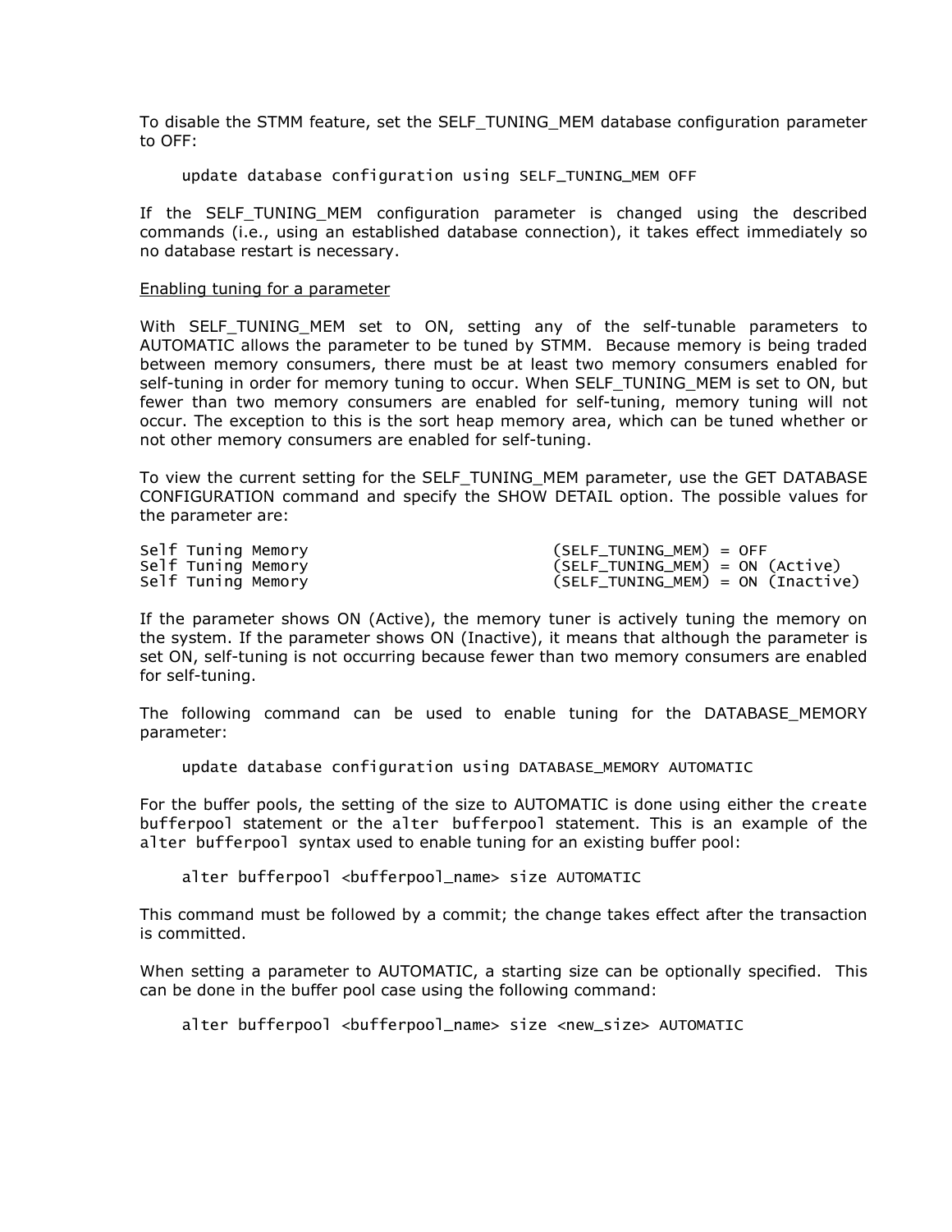To disable the STMM feature, set the SELF_TUNING_MEM database configuration parameter to OFF:

```
update database configuration using SELF_TUNING_MEM OFF
```

If the SELF_TUNING_MEM configuration parameter is changed using the described commands (i.e., using an established database connection), it takes effect immediately so no database restart is necessary.

Enabling tuning for a parameter

With SELF_TUNING_MEM set to ON, setting any of the self-tunable parameters to AUTOMATIC allows the parameter to be tuned by STMM. Because memory is being traded between memory consumers, there must be at least two memory consumers enabled for self-tuning in order for memory tuning to occur. When SELF_TUNING_MEM is set to ON, but fewer than two memory consumers are enabled for self-tuning, memory tuning will not occur. The exception to this is the sort heap memory area, which can be tuned whether or not other memory consumers are enabled for self-tuning.

To view the current setting for the SELF_TUNING_MEM parameter, use the GET DATABASE CONFIGURATION command and specify the SHOW DETAIL option. The possible values for the parameter are:

```
Self Tuning Memory                         (SELF_TUNING_MEM) = OFF
Self Tuning Memory                         (SELF_TUNING_MEM) = ON (Active)
Self Tuning Memory                         (SELF_TUNING_MEM) = ON (Inactive)
```

If the parameter shows ON (Active), the memory tuner is actively tuning the memory on the system. If the parameter shows ON (Inactive), it means that although the parameter is set ON, self-tuning is not occurring because fewer than two memory consumers are enabled for self-tuning.

The following command can be used to enable tuning for the DATABASE_MEMORY parameter:

```
update database configuration using DATABASE_MEMORY AUTOMATIC
```

For the buffer pools, the setting of the size to AUTOMATIC is done using either the `create bufferpool` statement or the `alter bufferpool` statement. This is an example of the `alter bufferpool` syntax used to enable tuning for an existing buffer pool:

```
alter bufferpool <bufferpool_name> size AUTOMATIC
```

This command must be followed by a commit; the change takes effect after the transaction is committed.

When setting a parameter to AUTOMATIC, a starting size can be optionally specified. This can be done in the buffer pool case using the following command:

```
alter bufferpool <bufferpool_name> size <new_size> AUTOMATIC
```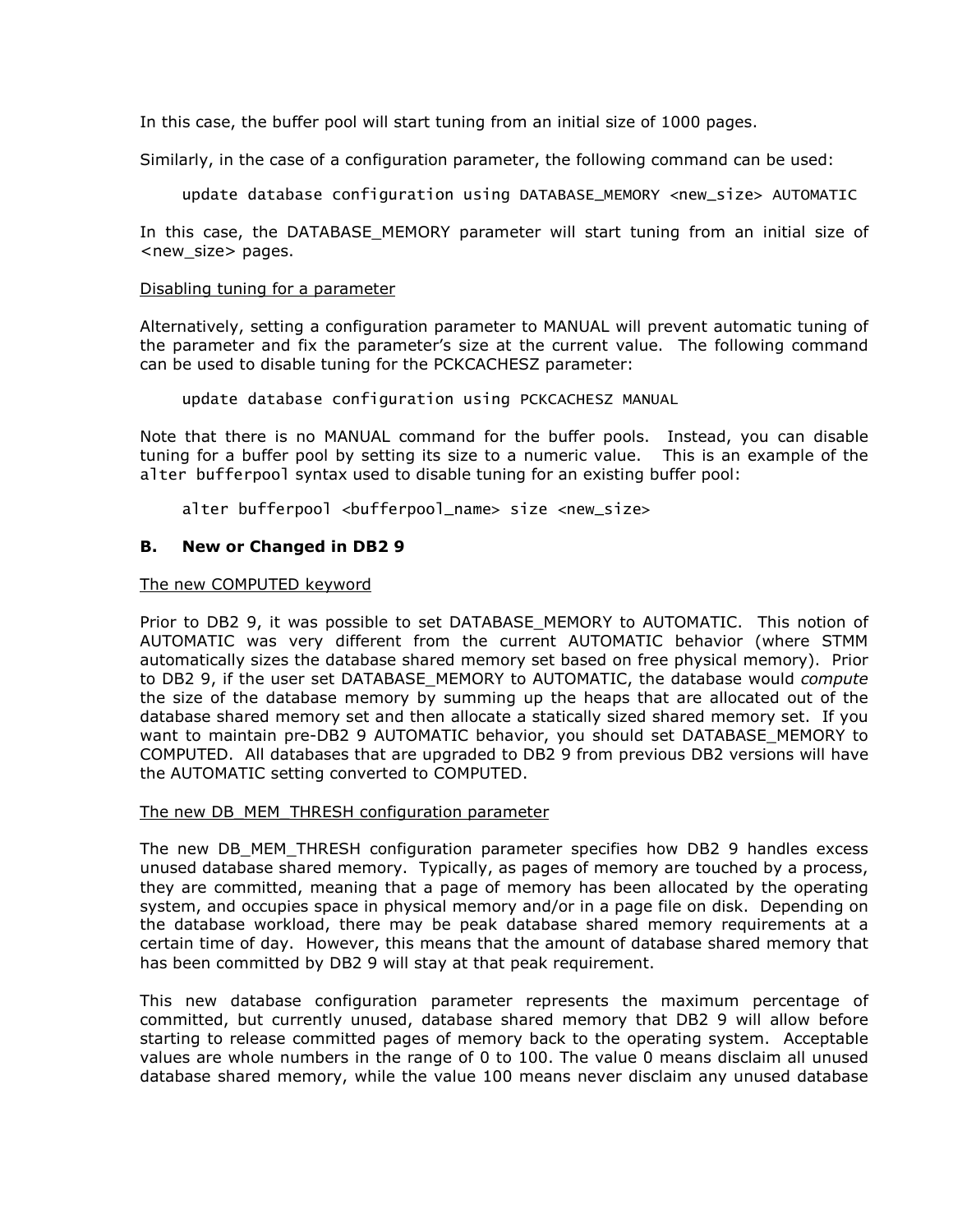In this case, the buffer pool will start tuning from an initial size of 1000 pages.

Similarly, in the case of a configuration parameter, the following command can be used:

```
update database configuration using DATABASE_MEMORY <new_size> AUTOMATIC
```

In this case, the DATABASE_MEMORY parameter will start tuning from an initial size of <new_size> pages.

Disabling tuning for a parameter

Alternatively, setting a configuration parameter to MANUAL will prevent automatic tuning of the parameter and fix the parameter's size at the current value. The following command can be used to disable tuning for the PCKCACHESZ parameter:

```
update database configuration using PCKCACHESZ MANUAL
```

Note that there is no MANUAL command for the buffer pools. Instead, you can disable tuning for a buffer pool by setting its size to a numeric value. This is an example of the `alter bufferpool` syntax used to disable tuning for an existing buffer pool:

```
alter bufferpool <bufferpool_name> size <new_size>
```

### B. New or Changed in DB2 9

The new COMPUTED keyword

Prior to DB2 9, it was possible to set DATABASE_MEMORY to AUTOMATIC. This notion of AUTOMATIC was very different from the current AUTOMATIC behavior (where STMM automatically sizes the database shared memory set based on free physical memory). Prior to DB2 9, if the user set DATABASE_MEMORY to AUTOMATIC, the database would *compute* the size of the database memory by summing up the heaps that are allocated out of the database shared memory set and then allocate a statically sized shared memory set. If you want to maintain pre-DB2 9 AUTOMATIC behavior, you should set DATABASE_MEMORY to COMPUTED. All databases that are upgraded to DB2 9 from previous DB2 versions will have the AUTOMATIC setting converted to COMPUTED.

The new DB_MEM_THRESH configuration parameter

The new DB_MEM_THRESH configuration parameter specifies how DB2 9 handles excess unused database shared memory. Typically, as pages of memory are touched by a process, they are committed, meaning that a page of memory has been allocated by the operating system, and occupies space in physical memory and/or in a page file on disk. Depending on the database workload, there may be peak database shared memory requirements at a certain time of day. However, this means that the amount of database shared memory that has been committed by DB2 9 will stay at that peak requirement.

This new database configuration parameter represents the maximum percentage of committed, but currently unused, database shared memory that DB2 9 will allow before starting to release committed pages of memory back to the operating system. Acceptable values are whole numbers in the range of 0 to 100. The value 0 means disclaim all unused database shared memory, while the value 100 means never disclaim any unused database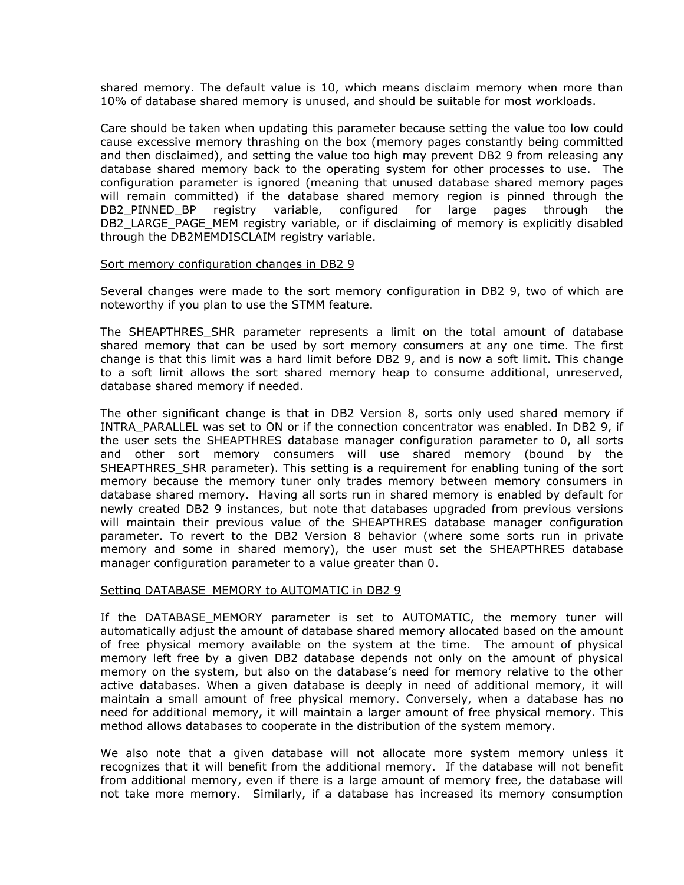shared memory. The default value is 10, which means disclaim memory when more than 10% of database shared memory is unused, and should be suitable for most workloads.

Care should be taken when updating this parameter because setting the value too low could cause excessive memory thrashing on the box (memory pages constantly being committed and then disclaimed), and setting the value too high may prevent DB2 9 from releasing any database shared memory back to the operating system for other processes to use. The configuration parameter is ignored (meaning that unused database shared memory pages will remain committed) if the database shared memory region is pinned through the DB2_PINNED_BP registry variable, configured for large pages through the DB2_LARGE_PAGE_MEM registry variable, or if disclaiming of memory is explicitly disabled through the DB2MEMDISCLAIM registry variable.

Sort memory configuration changes in DB2 9

Several changes were made to the sort memory configuration in DB2 9, two of which are noteworthy if you plan to use the STMM feature.

The SHEAPTHRES_SHR parameter represents a limit on the total amount of database shared memory that can be used by sort memory consumers at any one time. The first change is that this limit was a hard limit before DB2 9, and is now a soft limit. This change to a soft limit allows the sort shared memory heap to consume additional, unreserved, database shared memory if needed.

The other significant change is that in DB2 Version 8, sorts only used shared memory if INTRA_PARALLEL was set to ON or if the connection concentrator was enabled. In DB2 9, if the user sets the SHEAPTHRES database manager configuration parameter to 0, all sorts and other sort memory consumers will use shared memory (bound by the SHEAPTHRES_SHR parameter). This setting is a requirement for enabling tuning of the sort memory because the memory tuner only trades memory between memory consumers in database shared memory. Having all sorts run in shared memory is enabled by default for newly created DB2 9 instances, but note that databases upgraded from previous versions will maintain their previous value of the SHEAPTHRES database manager configuration parameter. To revert to the DB2 Version 8 behavior (where some sorts run in private memory and some in shared memory), the user must set the SHEAPTHRES database manager configuration parameter to a value greater than 0.

Setting DATABASE_MEMORY to AUTOMATIC in DB2 9

If the DATABASE_MEMORY parameter is set to AUTOMATIC, the memory tuner will automatically adjust the amount of database shared memory allocated based on the amount of free physical memory available on the system at the time. The amount of physical memory left free by a given DB2 database depends not only on the amount of physical memory on the system, but also on the database's need for memory relative to the other active databases. When a given database is deeply in need of additional memory, it will maintain a small amount of free physical memory. Conversely, when a database has no need for additional memory, it will maintain a larger amount of free physical memory. This method allows databases to cooperate in the distribution of the system memory.

We also note that a given database will not allocate more system memory unless it recognizes that it will benefit from the additional memory. If the database will not benefit from additional memory, even if there is a large amount of memory free, the database will not take more memory. Similarly, if a database has increased its memory consumption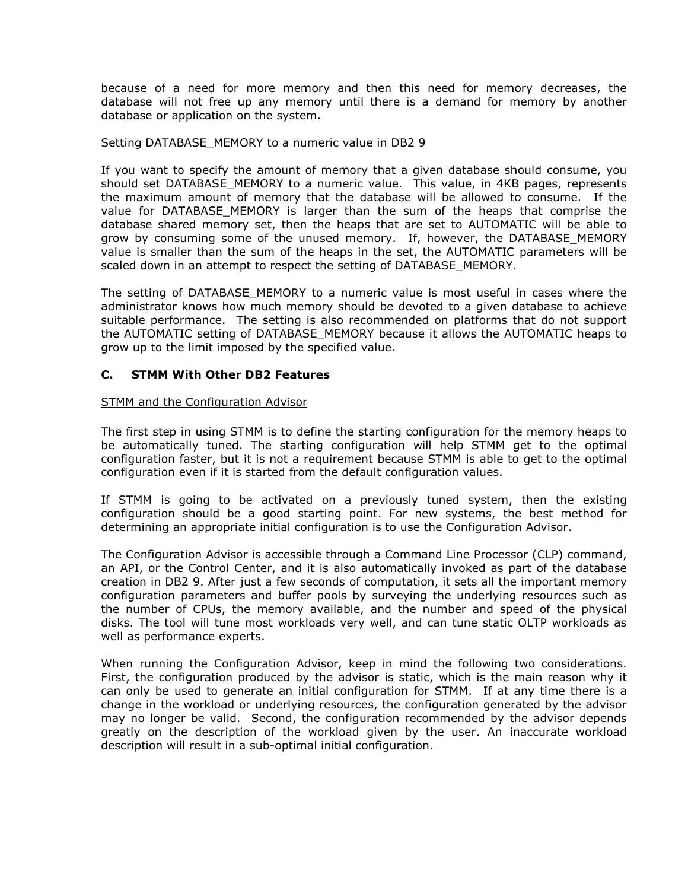because of a need for more memory and then this need for memory decreases, the database will not free up any memory until there is a demand for memory by another database or application on the system.

Setting DATABASE_MEMORY to a numeric value in DB2 9

If you want to specify the amount of memory that a given database should consume, you should set DATABASE_MEMORY to a numeric value. This value, in 4KB pages, represents the maximum amount of memory that the database will be allowed to consume. If the value for DATABASE_MEMORY is larger than the sum of the heaps that comprise the database shared memory set, then the heaps that are set to AUTOMATIC will be able to grow by consuming some of the unused memory. If, however, the DATABASE_MEMORY value is smaller than the sum of the heaps in the set, the AUTOMATIC parameters will be scaled down in an attempt to respect the setting of DATABASE_MEMORY.

The setting of DATABASE_MEMORY to a numeric value is most useful in cases where the administrator knows how much memory should be devoted to a given database to achieve suitable performance. The setting is also recommended on platforms that do not support the AUTOMATIC setting of DATABASE_MEMORY because it allows the AUTOMATIC heaps to grow up to the limit imposed by the specified value.

### C. STMM With Other DB2 Features

STMM and the Configuration Advisor

The first step in using STMM is to define the starting configuration for the memory heaps to be automatically tuned. The starting configuration will help STMM get to the optimal configuration faster, but it is not a requirement because STMM is able to get to the optimal configuration even if it is started from the default configuration values.

If STMM is going to be activated on a previously tuned system, then the existing configuration should be a good starting point. For new systems, the best method for determining an appropriate initial configuration is to use the Configuration Advisor.

The Configuration Advisor is accessible through a Command Line Processor (CLP) command, an API, or the Control Center, and it is also automatically invoked as part of the database creation in DB2 9. After just a few seconds of computation, it sets all the important memory configuration parameters and buffer pools by surveying the underlying resources such as the number of CPUs, the memory available, and the number and speed of the physical disks. The tool will tune most workloads very well, and can tune static OLTP workloads as well as performance experts.

When running the Configuration Advisor, keep in mind the following two considerations. First, the configuration produced by the advisor is static, which is the main reason why it can only be used to generate an initial configuration for STMM. If at any time there is a change in the workload or underlying resources, the configuration generated by the advisor may no longer be valid. Second, the configuration recommended by the advisor depends greatly on the description of the workload given by the user. An inaccurate workload description will result in a sub-optimal initial configuration.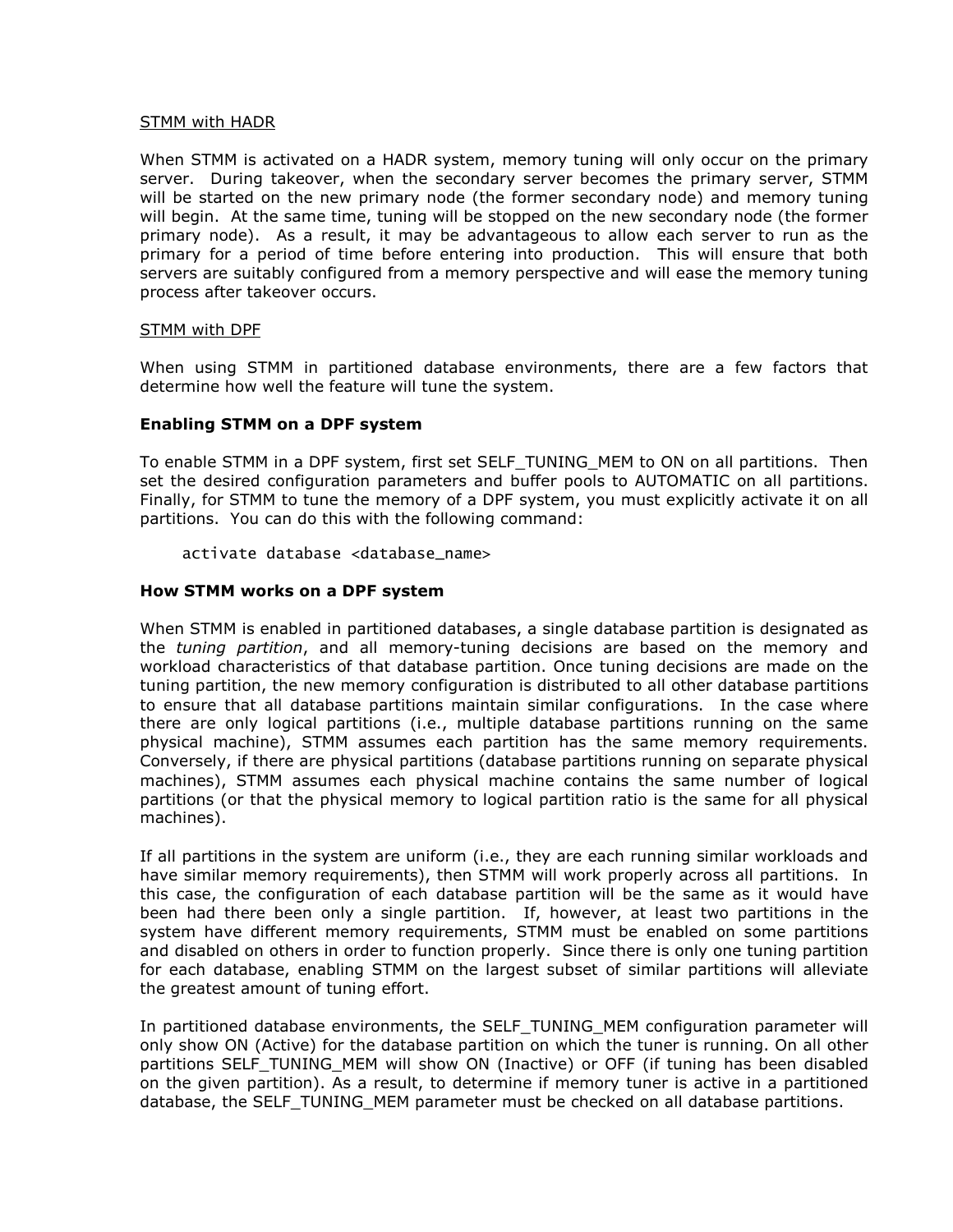STMM with HADR

When STMM is activated on a HADR system, memory tuning will only occur on the primary server. During takeover, when the secondary server becomes the primary server, STMM will be started on the new primary node (the former secondary node) and memory tuning will begin. At the same time, tuning will be stopped on the new secondary node (the former primary node). As a result, it may be advantageous to allow each server to run as the primary for a period of time before entering into production. This will ensure that both servers are suitably configured from a memory perspective and will ease the memory tuning process after takeover occurs.

STMM with DPF

When using STMM in partitioned database environments, there are a few factors that determine how well the feature will tune the system.

**Enabling STMM on a DPF system**

To enable STMM in a DPF system, first set SELF_TUNING_MEM to ON on all partitions. Then set the desired configuration parameters and buffer pools to AUTOMATIC on all partitions. Finally, for STMM to tune the memory of a DPF system, you must explicitly activate it on all partitions. You can do this with the following command:

```
activate database <database_name>
```

**How STMM works on a DPF system**

When STMM is enabled in partitioned databases, a single database partition is designated as the *tuning partition*, and all memory-tuning decisions are based on the memory and workload characteristics of that database partition. Once tuning decisions are made on the tuning partition, the new memory configuration is distributed to all other database partitions to ensure that all database partitions maintain similar configurations. In the case where there are only logical partitions (i.e., multiple database partitions running on the same physical machine), STMM assumes each partition has the same memory requirements. Conversely, if there are physical partitions (database partitions running on separate physical machines), STMM assumes each physical machine contains the same number of logical partitions (or that the physical memory to logical partition ratio is the same for all physical machines).

If all partitions in the system are uniform (i.e., they are each running similar workloads and have similar memory requirements), then STMM will work properly across all partitions. In this case, the configuration of each database partition will be the same as it would have been had there been only a single partition. If, however, at least two partitions in the system have different memory requirements, STMM must be enabled on some partitions and disabled on others in order to function properly. Since there is only one tuning partition for each database, enabling STMM on the largest subset of similar partitions will alleviate the greatest amount of tuning effort.

In partitioned database environments, the SELF_TUNING_MEM configuration parameter will only show ON (Active) for the database partition on which the tuner is running. On all other partitions SELF_TUNING_MEM will show ON (Inactive) or OFF (if tuning has been disabled on the given partition). As a result, to determine if memory tuner is active in a partitioned database, the SELF_TUNING_MEM parameter must be checked on all database partitions.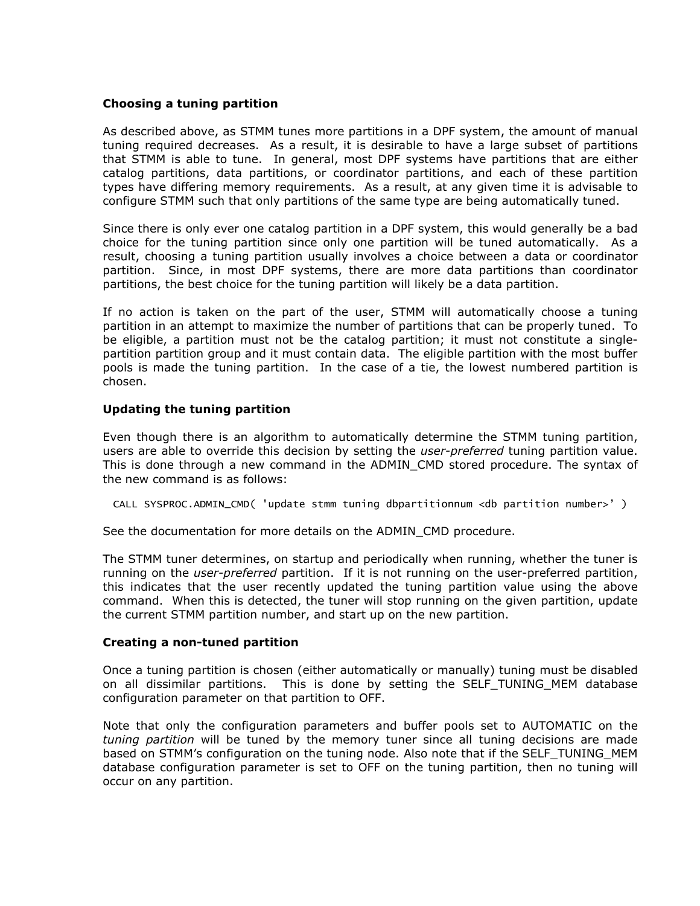### Choosing a tuning partition

As described above, as STMM tunes more partitions in a DPF system, the amount of manual tuning required decreases. As a result, it is desirable to have a large subset of partitions that STMM is able to tune. In general, most DPF systems have partitions that are either catalog partitions, data partitions, or coordinator partitions, and each of these partition types have differing memory requirements. As a result, at any given time it is advisable to configure STMM such that only partitions of the same type are being automatically tuned.

Since there is only ever one catalog partition in a DPF system, this would generally be a bad choice for the tuning partition since only one partition will be tuned automatically. As a result, choosing a tuning partition usually involves a choice between a data or coordinator partition. Since, in most DPF systems, there are more data partitions than coordinator partitions, the best choice for the tuning partition will likely be a data partition.

If no action is taken on the part of the user, STMM will automatically choose a tuning partition in an attempt to maximize the number of partitions that can be properly tuned. To be eligible, a partition must not be the catalog partition; it must not constitute a single-partition partition group and it must contain data. The eligible partition with the most buffer pools is made the tuning partition. In the case of a tie, the lowest numbered partition is chosen.

### Updating the tuning partition

Even though there is an algorithm to automatically determine the STMM tuning partition, users are able to override this decision by setting the *user-preferred* tuning partition value. This is done through a new command in the ADMIN_CMD stored procedure. The syntax of the new command is as follows:

```
CALL SYSPROC.ADMIN_CMD( 'update stmm tuning dbpartitionnum <db partition number>' )
```

See the documentation for more details on the ADMIN_CMD procedure.

The STMM tuner determines, on startup and periodically when running, whether the tuner is running on the *user-preferred* partition. If it is not running on the user-preferred partition, this indicates that the user recently updated the tuning partition value using the above command. When this is detected, the tuner will stop running on the given partition, update the current STMM partition number, and start up on the new partition.

### Creating a non-tuned partition

Once a tuning partition is chosen (either automatically or manually) tuning must be disabled on all dissimilar partitions. This is done by setting the SELF_TUNING_MEM database configuration parameter on that partition to OFF.

Note that only the configuration parameters and buffer pools set to AUTOMATIC on the *tuning partition* will be tuned by the memory tuner since all tuning decisions are made based on STMM's configuration on the tuning node. Also note that if the SELF_TUNING_MEM database configuration parameter is set to OFF on the tuning partition, then no tuning will occur on any partition.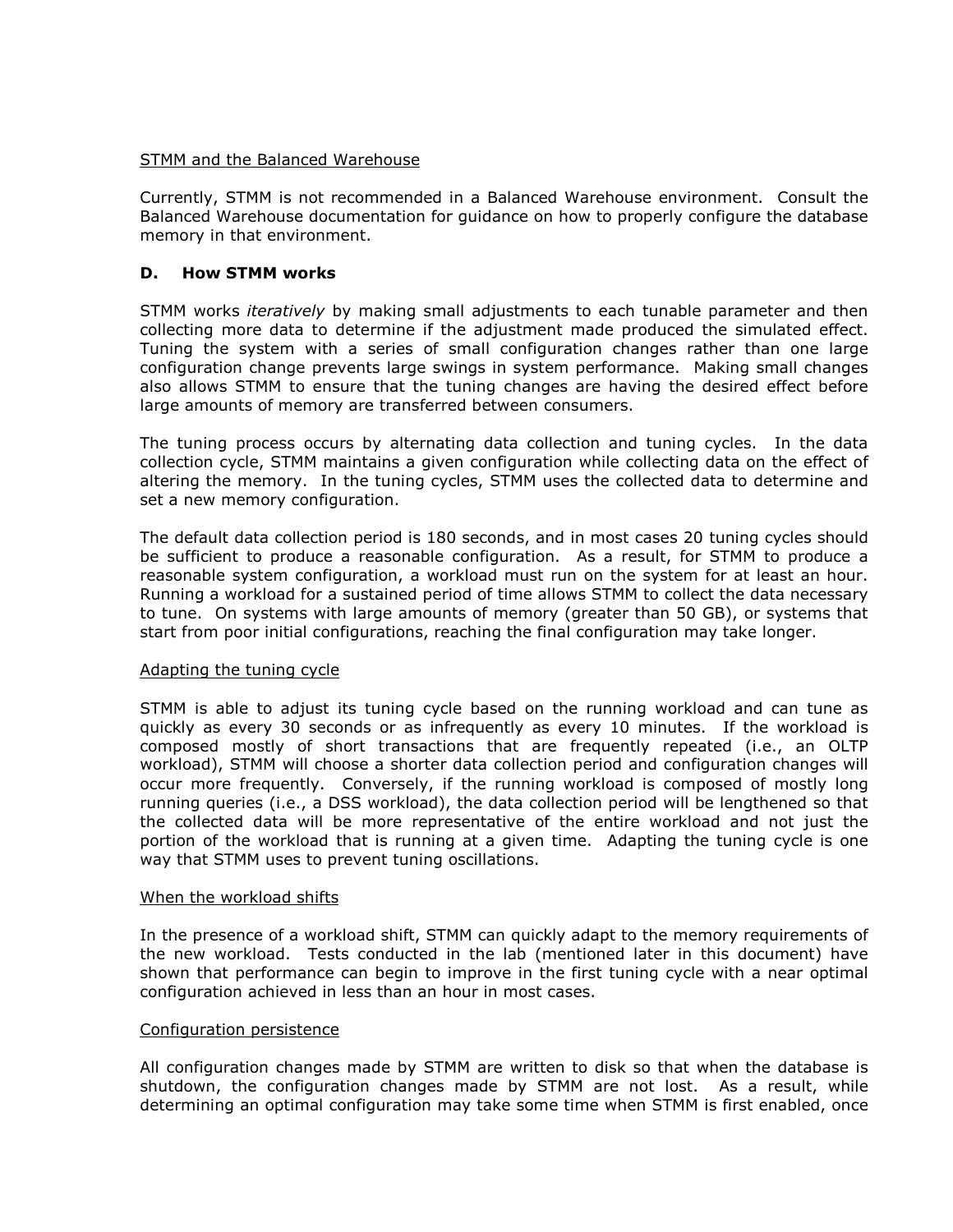STMM and the Balanced Warehouse

Currently, STMM is not recommended in a Balanced Warehouse environment. Consult the Balanced Warehouse documentation for guidance on how to properly configure the database memory in that environment.

## D. How STMM works

STMM works *iteratively* by making small adjustments to each tunable parameter and then collecting more data to determine if the adjustment made produced the simulated effect. Tuning the system with a series of small configuration changes rather than one large configuration change prevents large swings in system performance. Making small changes also allows STMM to ensure that the tuning changes are having the desired effect before large amounts of memory are transferred between consumers.

The tuning process occurs by alternating data collection and tuning cycles. In the data collection cycle, STMM maintains a given configuration while collecting data on the effect of altering the memory. In the tuning cycles, STMM uses the collected data to determine and set a new memory configuration.

The default data collection period is 180 seconds, and in most cases 20 tuning cycles should be sufficient to produce a reasonable configuration. As a result, for STMM to produce a reasonable system configuration, a workload must run on the system for at least an hour. Running a workload for a sustained period of time allows STMM to collect the data necessary to tune. On systems with large amounts of memory (greater than 50 GB), or systems that start from poor initial configurations, reaching the final configuration may take longer.

Adapting the tuning cycle

STMM is able to adjust its tuning cycle based on the running workload and can tune as quickly as every 30 seconds or as infrequently as every 10 minutes. If the workload is composed mostly of short transactions that are frequently repeated (i.e., an OLTP workload), STMM will choose a shorter data collection period and configuration changes will occur more frequently. Conversely, if the running workload is composed of mostly long running queries (i.e., a DSS workload), the data collection period will be lengthened so that the collected data will be more representative of the entire workload and not just the portion of the workload that is running at a given time. Adapting the tuning cycle is one way that STMM uses to prevent tuning oscillations.

When the workload shifts

In the presence of a workload shift, STMM can quickly adapt to the memory requirements of the new workload. Tests conducted in the lab (mentioned later in this document) have shown that performance can begin to improve in the first tuning cycle with a near optimal configuration achieved in less than an hour in most cases.

Configuration persistence

All configuration changes made by STMM are written to disk so that when the database is shutdown, the configuration changes made by STMM are not lost. As a result, while determining an optimal configuration may take some time when STMM is first enabled, once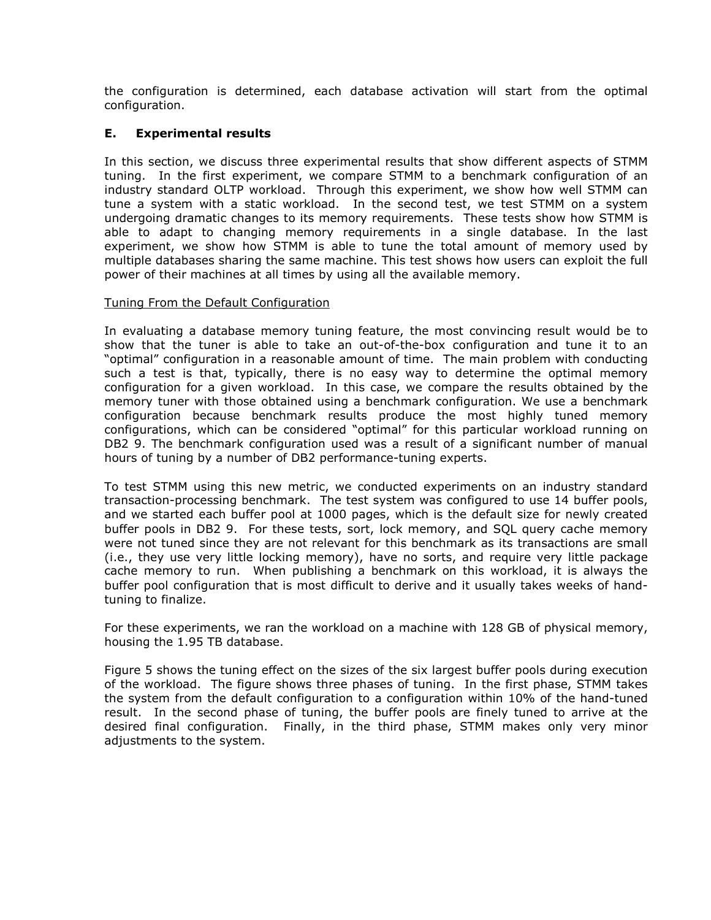the configuration is determined, each database activation will start from the optimal configuration.

### E. Experimental results

In this section, we discuss three experimental results that show different aspects of STMM tuning. In the first experiment, we compare STMM to a benchmark configuration of an industry standard OLTP workload. Through this experiment, we show how well STMM can tune a system with a static workload. In the second test, we test STMM on a system undergoing dramatic changes to its memory requirements. These tests show how STMM is able to adapt to changing memory requirements in a single database. In the last experiment, we show how STMM is able to tune the total amount of memory used by multiple databases sharing the same machine. This test shows how users can exploit the full power of their machines at all times by using all the available memory.

Tuning From the Default Configuration

In evaluating a database memory tuning feature, the most convincing result would be to show that the tuner is able to take an out-of-the-box configuration and tune it to an "optimal" configuration in a reasonable amount of time. The main problem with conducting such a test is that, typically, there is no easy way to determine the optimal memory configuration for a given workload. In this case, we compare the results obtained by the memory tuner with those obtained using a benchmark configuration. We use a benchmark configuration because benchmark results produce the most highly tuned memory configurations, which can be considered "optimal" for this particular workload running on DB2 9. The benchmark configuration used was a result of a significant number of manual hours of tuning by a number of DB2 performance-tuning experts.

To test STMM using this new metric, we conducted experiments on an industry standard transaction-processing benchmark. The test system was configured to use 14 buffer pools, and we started each buffer pool at 1000 pages, which is the default size for newly created buffer pools in DB2 9. For these tests, sort, lock memory, and SQL query cache memory were not tuned since they are not relevant for this benchmark as its transactions are small (i.e., they use very little locking memory), have no sorts, and require very little package cache memory to run. When publishing a benchmark on this workload, it is always the buffer pool configuration that is most difficult to derive and it usually takes weeks of hand-tuning to finalize.

For these experiments, we ran the workload on a machine with 128 GB of physical memory, housing the 1.95 TB database.

Figure 5 shows the tuning effect on the sizes of the six largest buffer pools during execution of the workload. The figure shows three phases of tuning. In the first phase, STMM takes the system from the default configuration to a configuration within 10% of the hand-tuned result. In the second phase of tuning, the buffer pools are finely tuned to arrive at the desired final configuration. Finally, in the third phase, STMM makes only very minor adjustments to the system.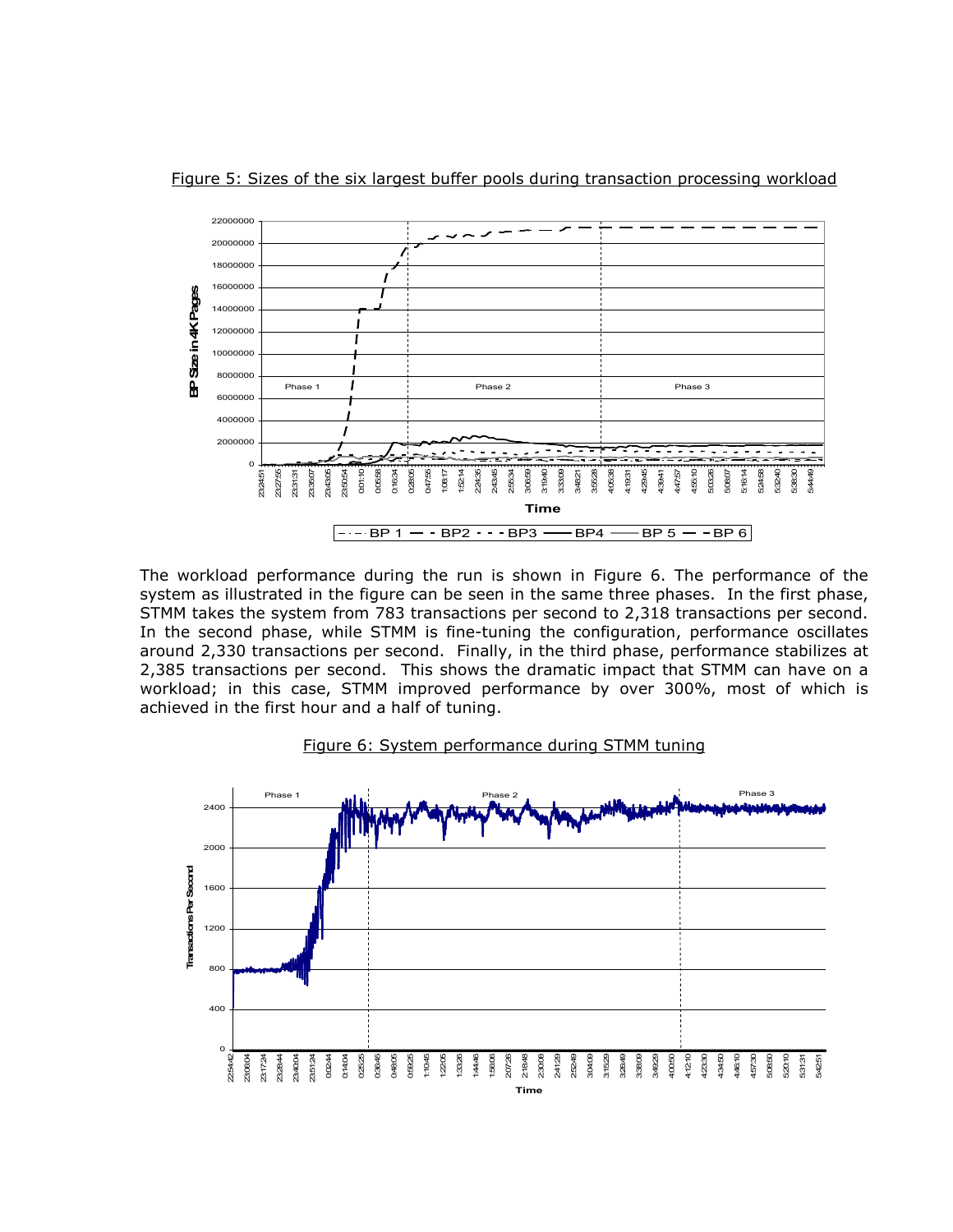Figure 5: Sizes of the six largest buffer pools during transaction processing workload

The workload performance during the run is shown in Figure 6. The performance of the system as illustrated in the figure can be seen in the same three phases. In the first phase, STMM takes the system from 783 transactions per second to 2,318 transactions per second. In the second phase, while STMM is fine-tuning the configuration, performance oscillates around 2,330 transactions per second. Finally, in the third phase, performance stabilizes at 2,385 transactions per second. This shows the dramatic impact that STMM can have on a workload; in this case, STMM improved performance by over 300%, most of which is achieved in the first hour and a half of tuning.

Figure 6: System performance during STMM tuning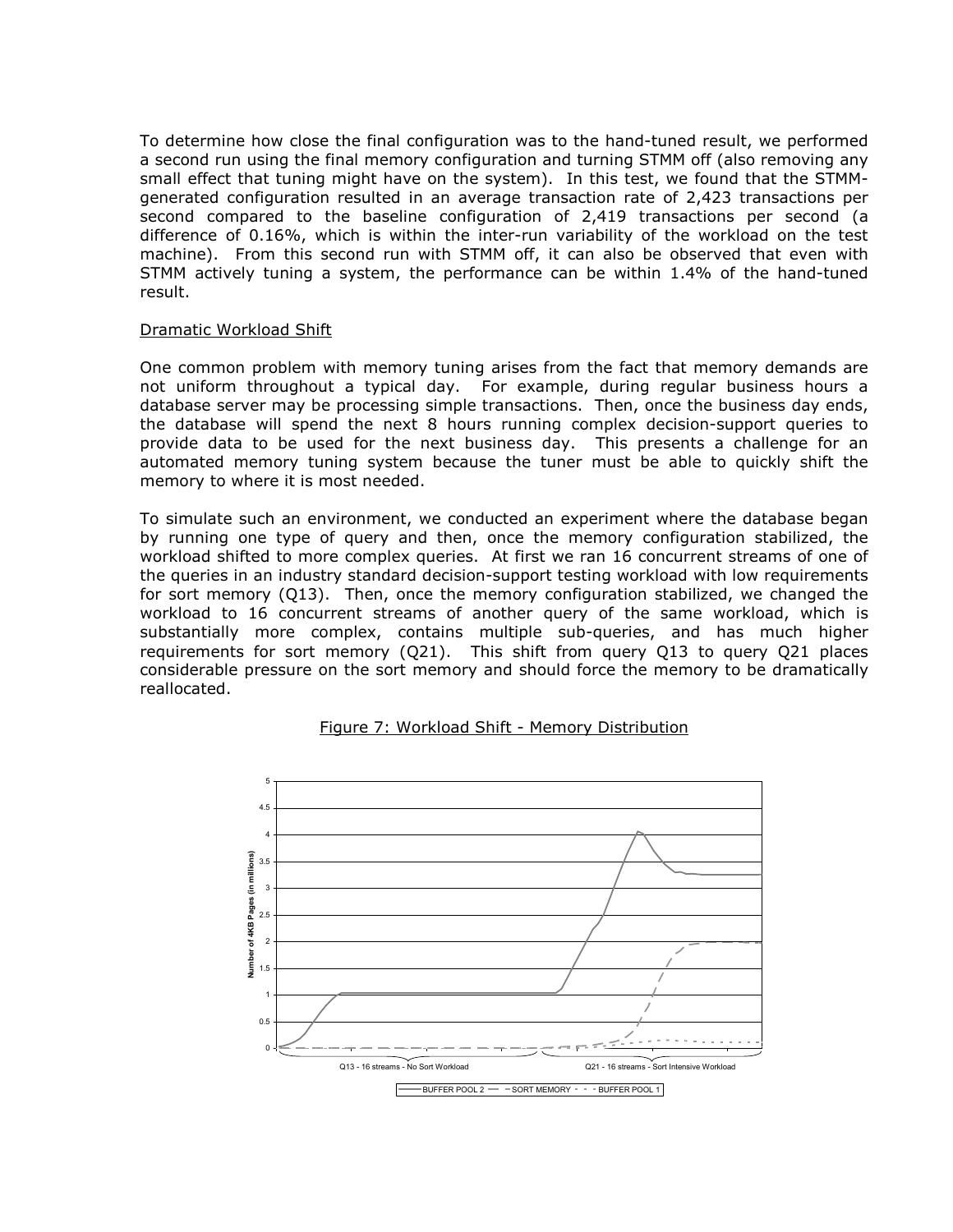To determine how close the final configuration was to the hand-tuned result, we performed a second run using the final memory configuration and turning STMM off (also removing any small effect that tuning might have on the system). In this test, we found that the STMM-generated configuration resulted in an average transaction rate of 2,423 transactions per second compared to the baseline configuration of 2,419 transactions per second (a difference of 0.16%, which is within the inter-run variability of the workload on the test machine). From this second run with STMM off, it can also be observed that even with STMM actively tuning a system, the performance can be within 1.4% of the hand-tuned result.

Dramatic Workload Shift

One common problem with memory tuning arises from the fact that memory demands are not uniform throughout a typical day. For example, during regular business hours a database server may be processing simple transactions. Then, once the business day ends, the database will spend the next 8 hours running complex decision-support queries to provide data to be used for the next business day. This presents a challenge for an automated memory tuning system because the tuner must be able to quickly shift the memory to where it is most needed.

To simulate such an environment, we conducted an experiment where the database began by running one type of query and then, once the memory configuration stabilized, the workload shifted to more complex queries. At first we ran 16 concurrent streams of one of the queries in an industry standard decision-support testing workload with low requirements for sort memory (Q13). Then, once the memory configuration stabilized, we changed the workload to 16 concurrent streams of another query of the same workload, which is substantially more complex, contains multiple sub-queries, and has much higher requirements for sort memory (Q21). This shift from query Q13 to query Q21 places considerable pressure on the sort memory and should force the memory to be dramatically reallocated.

Figure 7: Workload Shift - Memory Distribution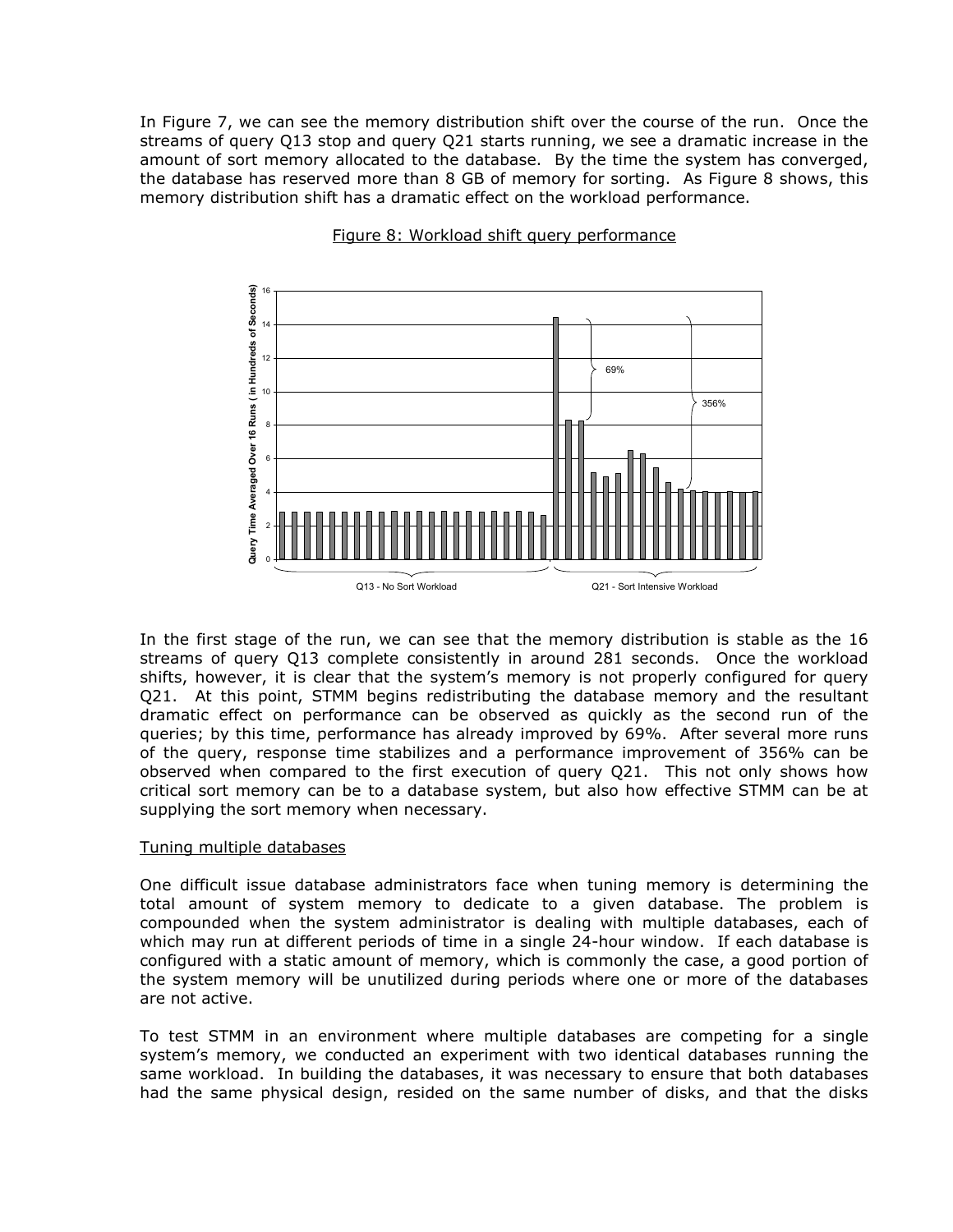In Figure 7, we can see the memory distribution shift over the course of the run. Once the streams of query Q13 stop and query Q21 starts running, we see a dramatic increase in the amount of sort memory allocated to the database. By the time the system has converged, the database has reserved more than 8 GB of memory for sorting. As Figure 8 shows, this memory distribution shift has a dramatic effect on the workload performance.

Figure 8: Workload shift query performance

In the first stage of the run, we can see that the memory distribution is stable as the 16 streams of query Q13 complete consistently in around 281 seconds. Once the workload shifts, however, it is clear that the system's memory is not properly configured for query Q21. At this point, STMM begins redistributing the database memory and the resultant dramatic effect on performance can be observed as quickly as the second run of the queries; by this time, performance has already improved by 69%. After several more runs of the query, response time stabilizes and a performance improvement of 356% can be observed when compared to the first execution of query Q21. This not only shows how critical sort memory can be to a database system, but also how effective STMM can be at supplying the sort memory when necessary.

## Tuning multiple databases

One difficult issue database administrators face when tuning memory is determining the total amount of system memory to dedicate to a given database. The problem is compounded when the system administrator is dealing with multiple databases, each of which may run at different periods of time in a single 24-hour window. If each database is configured with a static amount of memory, which is commonly the case, a good portion of the system memory will be unutilized during periods where one or more of the databases are not active.

To test STMM in an environment where multiple databases are competing for a single system's memory, we conducted an experiment with two identical databases running the same workload. In building the databases, it was necessary to ensure that both databases had the same physical design, resided on the same number of disks, and that the disks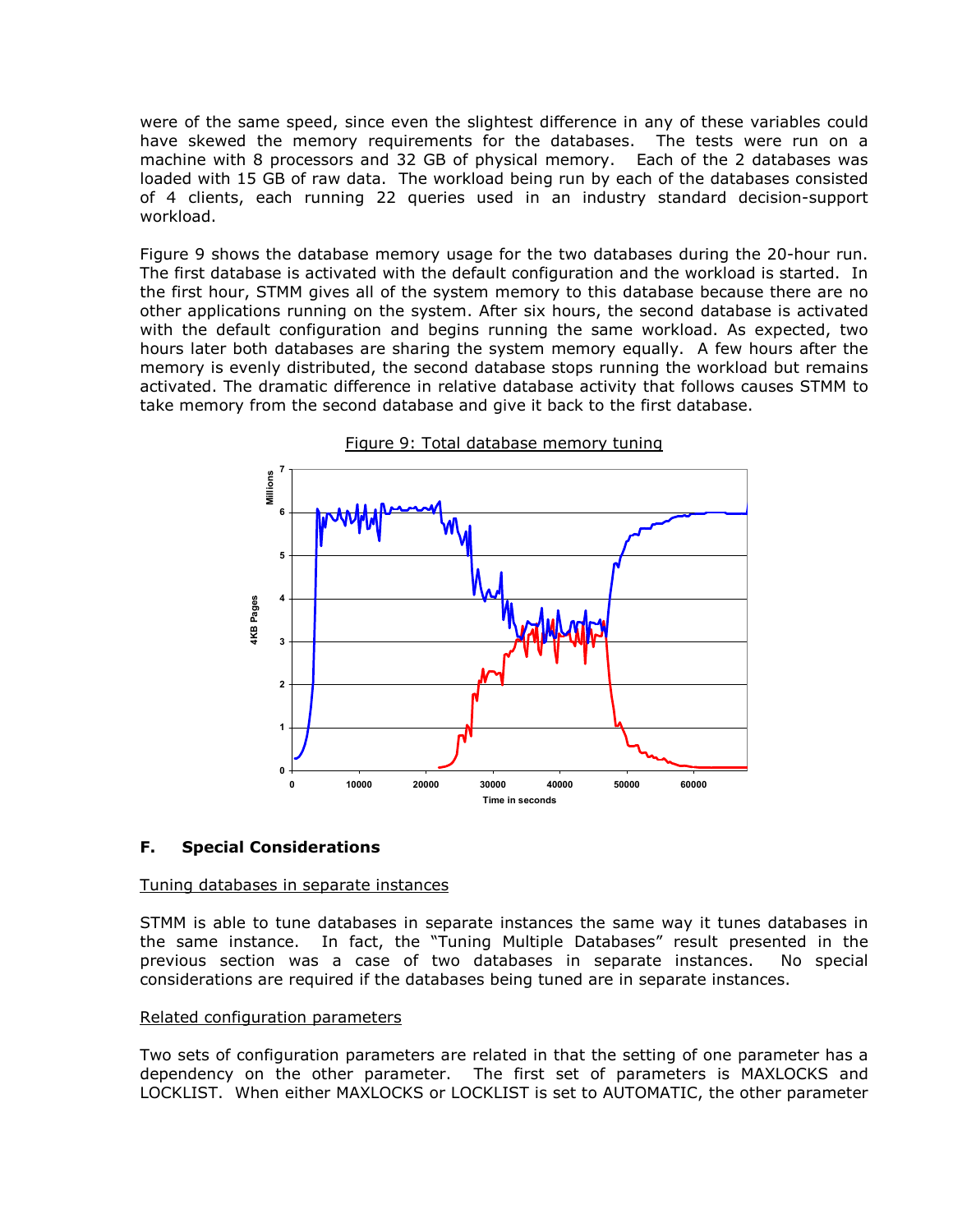were of the same speed, since even the slightest difference in any of these variables could have skewed the memory requirements for the databases. The tests were run on a machine with 8 processors and 32 GB of physical memory. Each of the 2 databases was loaded with 15 GB of raw data. The workload being run by each of the databases consisted of 4 clients, each running 22 queries used in an industry standard decision-support workload.

Figure 9 shows the database memory usage for the two databases during the 20-hour run. The first database is activated with the default configuration and the workload is started. In the first hour, STMM gives all of the system memory to this database because there are no other applications running on the system. After six hours, the second database is activated with the default configuration and begins running the same workload. As expected, two hours later both databases are sharing the system memory equally. A few hours after the memory is evenly distributed, the second database stops running the workload but remains activated. The dramatic difference in relative database activity that follows causes STMM to take memory from the second database and give it back to the first database.

Figure 9: Total database memory tuning

## F. Special Considerations

Tuning databases in separate instances

STMM is able to tune databases in separate instances the same way it tunes databases in the same instance. In fact, the "Tuning Multiple Databases" result presented in the previous section was a case of two databases in separate instances. No special considerations are required if the databases being tuned are in separate instances.

Related configuration parameters

Two sets of configuration parameters are related in that the setting of one parameter has a dependency on the other parameter. The first set of parameters is MAXLOCKS and LOCKLIST. When either MAXLOCKS or LOCKLIST is set to AUTOMATIC, the other parameter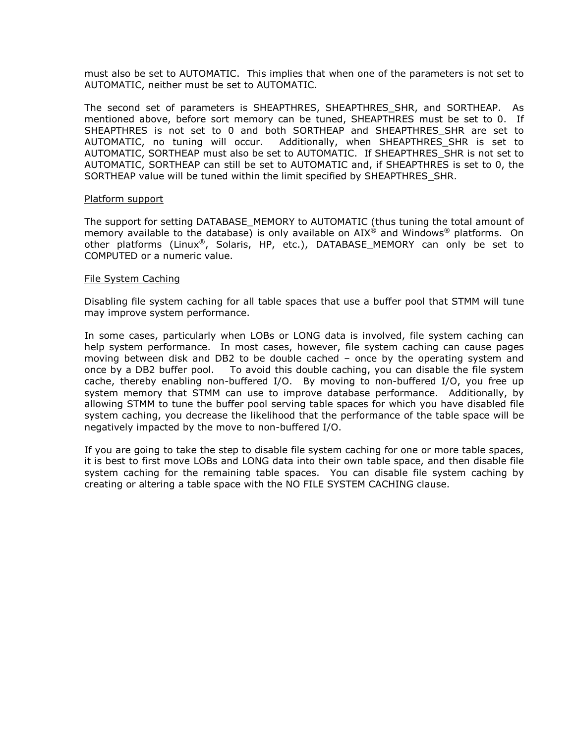must also be set to AUTOMATIC. This implies that when one of the parameters is not set to AUTOMATIC, neither must be set to AUTOMATIC.

The second set of parameters is SHEAPTHRES, SHEAPTHRES_SHR, and SORTHEAP. As mentioned above, before sort memory can be tuned, SHEAPTHRES must be set to 0. If SHEAPTHRES is not set to 0 and both SORTHEAP and SHEAPTHRES_SHR are set to AUTOMATIC, no tuning will occur. Additionally, when SHEAPTHRES_SHR is set to AUTOMATIC, SORTHEAP must also be set to AUTOMATIC. If SHEAPTHRES_SHR is not set to AUTOMATIC, SORTHEAP can still be set to AUTOMATIC and, if SHEAPTHRES is set to 0, the SORTHEAP value will be tuned within the limit specified by SHEAPTHRES_SHR.

<u>Platform support</u>

The support for setting DATABASE_MEMORY to AUTOMATIC (thus tuning the total amount of memory available to the database) is only available on AIX® and Windows® platforms. On other platforms (Linux®, Solaris, HP, etc.), DATABASE_MEMORY can only be set to COMPUTED or a numeric value.

<u>File System Caching</u>

Disabling file system caching for all table spaces that use a buffer pool that STMM will tune may improve system performance.

In some cases, particularly when LOBs or LONG data is involved, file system caching can help system performance. In most cases, however, file system caching can cause pages moving between disk and DB2 to be double cached – once by the operating system and once by a DB2 buffer pool. To avoid this double caching, you can disable the file system cache, thereby enabling non-buffered I/O. By moving to non-buffered I/O, you free up system memory that STMM can use to improve database performance. Additionally, by allowing STMM to tune the buffer pool serving table spaces for which you have disabled file system caching, you decrease the likelihood that the performance of the table space will be negatively impacted by the move to non-buffered I/O.

If you are going to take the step to disable file system caching for one or more table spaces, it is best to first move LOBs and LONG data into their own table space, and then disable file system caching for the remaining table spaces. You can disable file system caching by creating or altering a table space with the NO FILE SYSTEM CACHING clause.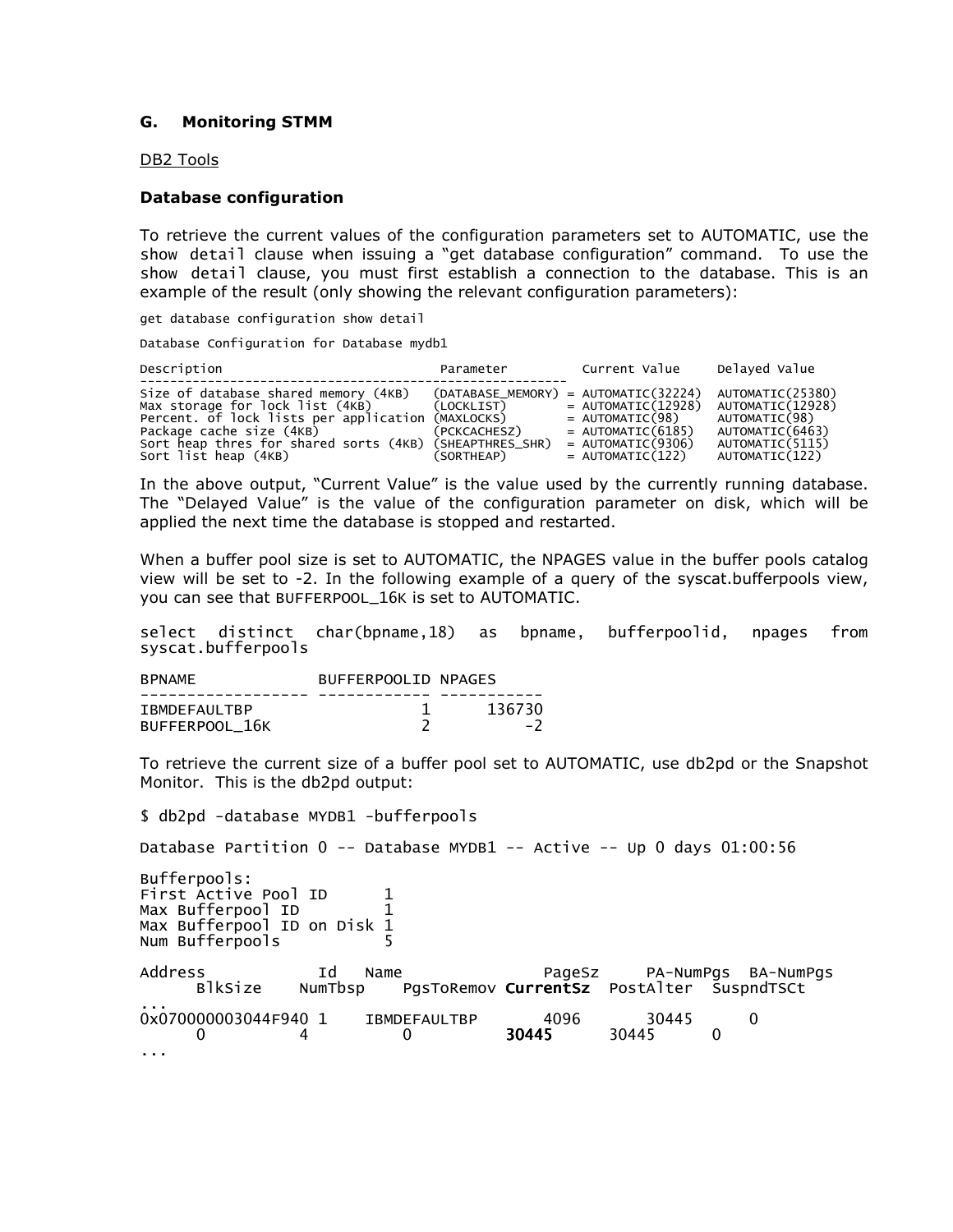### G. Monitoring STMM

DB2 Tools

**Database configuration**

To retrieve the current values of the configuration parameters set to AUTOMATIC, use the `show detail` clause when issuing a "get database configuration" command. To use the `show detail` clause, you must first establish a connection to the database. This is an example of the result (only showing the relevant configuration parameters):

```
get database configuration show detail

Database Configuration for Database mydb1

Description                              Parameter           Current Value       Delayed Value
---------------------------------------------------------
Size of database shared memory (4KB)   (DATABASE_MEMORY) = AUTOMATIC(32224)  AUTOMATIC(25380)
Max storage for lock list (4KB)        (LOCKLIST)        = AUTOMATIC(12928)  AUTOMATIC(12928)
Percent. of lock lists per application (MAXLOCKS)        = AUTOMATIC(98)     AUTOMATIC(98)
Package cache size (4KB)               (PCKCACHESZ)      = AUTOMATIC(6185)   AUTOMATIC(6463)
Sort heap thres for shared sorts (4KB) (SHEAPTHRES_SHR)  = AUTOMATIC(9306)   AUTOMATIC(5115)
Sort list heap (4KB)                   (SORTHEAP)        = AUTOMATIC(122)    AUTOMATIC(122)
```

In the above output, "Current Value" is the value used by the currently running database. The "Delayed Value" is the value of the configuration parameter on disk, which will be applied the next time the database is stopped and restarted.

When a buffer pool size is set to AUTOMATIC, the NPAGES value in the buffer pools catalog view will be set to -2. In the following example of a query of the syscat.bufferpools view, you can see that BUFFERPOOL_16K is set to AUTOMATIC.

```
select distinct char(bpname,18) as bpname, bufferpoolid, npages from syscat.bufferpools

BPNAME             BUFFERPOOLID NPAGES
------------------ ------------ -----------
IBMDEFAULTBP                  1      136730
BUFFERPOOL_16K                2          -2
```

To retrieve the current size of a buffer pool set to AUTOMATIC, use db2pd or the Snapshot Monitor. This is the db2pd output:

```
$ db2pd -database MYDB1 -bufferpools

Database Partition 0 -- Database MYDB1 -- Active -- Up 0 days 01:00:56

Bufferpools:
First Active Pool ID      1
Max Bufferpool ID         1
Max Bufferpool ID on Disk 1
Num Bufferpools           5

Address            Id   Name               PageSz     PA-NumPgs  BA-NumPgs
     BlkSize    NumTbsp    PgsToRemov CurrentSz  PostAlter  SuspndTSCt
...
0x070000003044F940 1    IBMDEFAULTBP       4096       30445      0
     0          4          0          30445      30445      0
...
```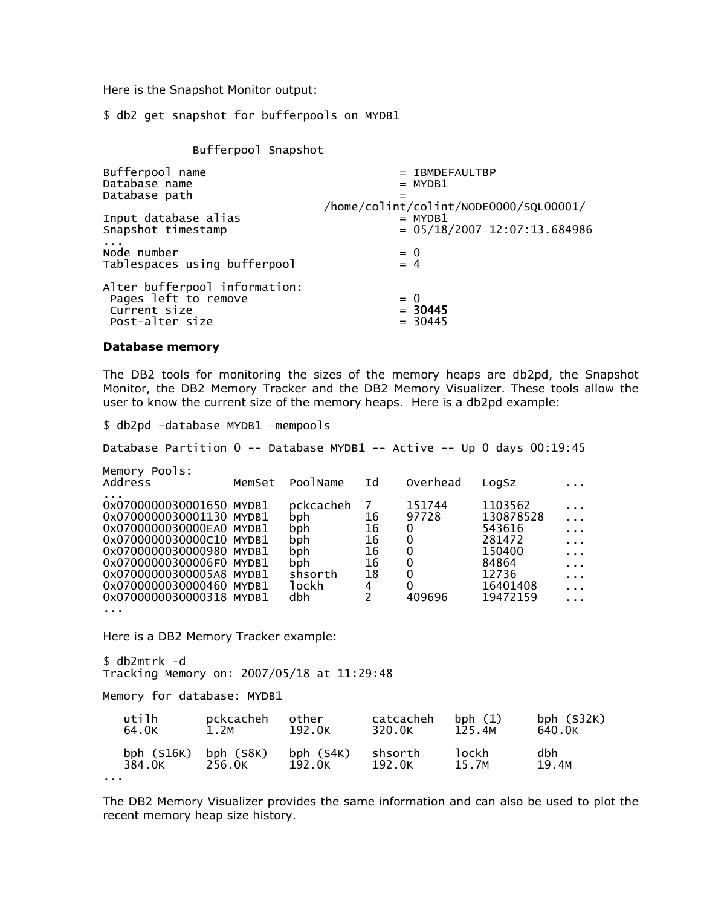Here is the Snapshot Monitor output:

```
$ db2 get snapshot for bufferpools on MYDB1

             Bufferpool Snapshot

Bufferpool name                              = IBMDEFAULTBP
Database name                                = MYDB1
Database path                                =
                                   /home/colint/colint/NODE0000/SQL00001/
Input database alias                         = MYDB1
Snapshot timestamp                           = 05/18/2007 12:07:13.684986
...
Node number                                  = 0
Tablespaces using bufferpool                 = 4

Alter bufferpool information:
 Pages left to remove                        = 0
 Current size                                = 30445
 Post-alter size                             = 30445
```

**Database memory**

The DB2 tools for monitoring the sizes of the memory heaps are db2pd, the Snapshot Monitor, the DB2 Memory Tracker and the DB2 Memory Visualizer. These tools allow the user to know the current size of the memory heaps. Here is a db2pd example:

```
$ db2pd -database MYDB1 –mempools

Database Partition 0 -- Database MYDB1 -- Active -- Up 0 days 00:19:45

Memory Pools:
Address            MemSet  PoolName   Id    Overhead    LogSz        ...
...
0x0700000030001650 MYDB1   pckcacheh  7     151744      1103562      ...
0x0700000030001130 MYDB1   bph        16    97728       130878528    ...
0x0700000030000EA0 MYDB1   bph        16    0           543616       ...
0x0700000030000C10 MYDB1   bph        16    0           281472       ...
0x0700000030000980 MYDB1   bph        16    0           150400       ...
0x07000000300006F0 MYDB1   bph        16    0           84864        ...
0x07000000300005A8 MYDB1   shsorth    18    0           12736        ...
0x0700000030000460 MYDB1   lockh      4     0           16401408     ...
0x0700000030000318 MYDB1   dbh        2     409696      19472159     ...
...
```

Here is a DB2 Memory Tracker example:

```
$ db2mtrk -d
Tracking Memory on: 2007/05/18 at 11:29:48

Memory for database: MYDB1

   utilh       pckcacheh   other       catcacheh   bph (1)     bph (S32K)
   64.0K       1.2M        192.0K      320.0K      125.4M      640.0K

   bph (S16K)  bph (S8K)   bph (S4K)   shsorth     lockh       dbh
   384.0K      256.0K      192.0K      192.0K      15.7M       19.4M
...
```

The DB2 Memory Visualizer provides the same information and can also be used to plot the recent memory heap size history.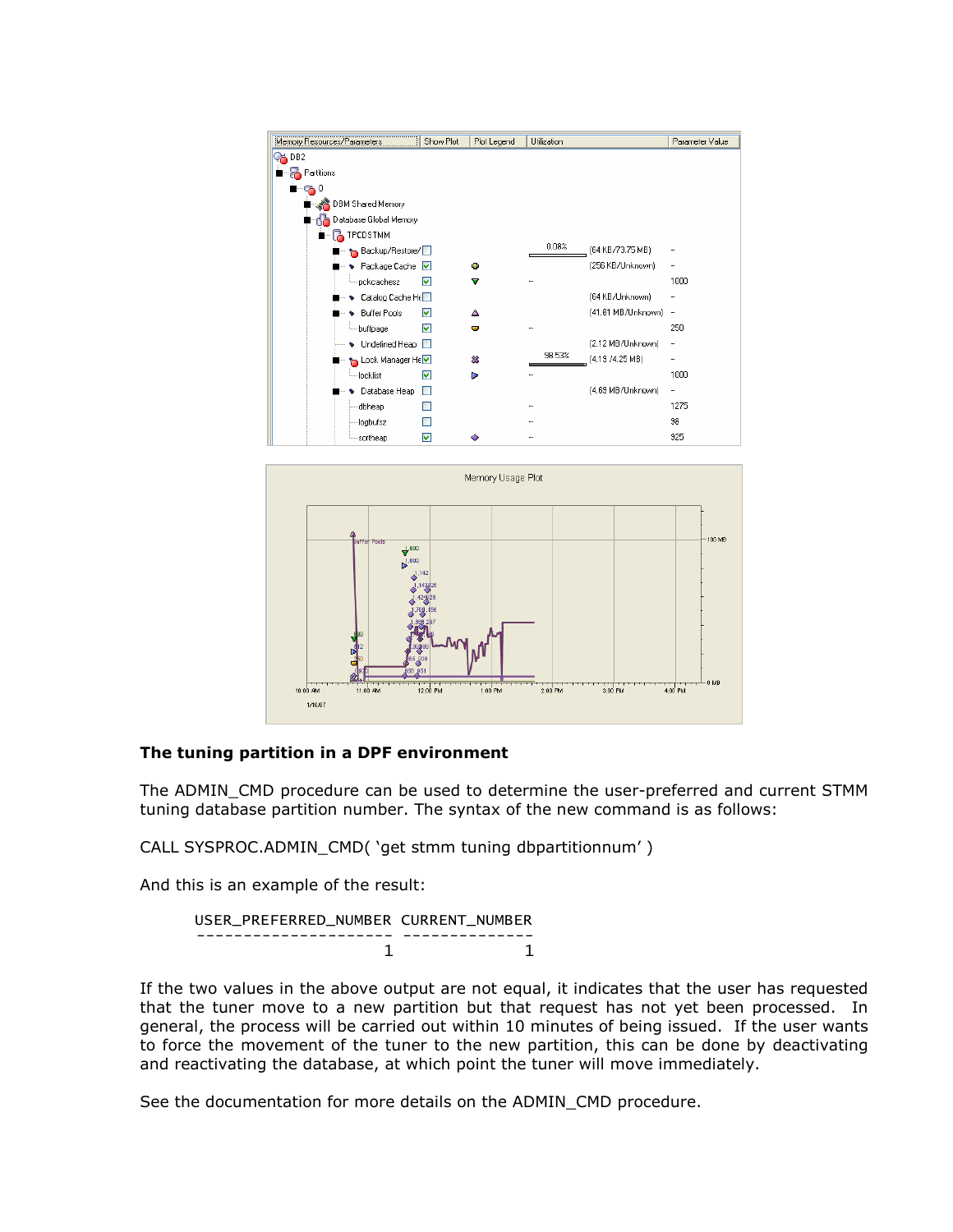## The tuning partition in a DPF environment

The ADMIN_CMD procedure can be used to determine the user-preferred and current STMM tuning database partition number. The syntax of the new command is as follows:

```
CALL SYSPROC.ADMIN_CMD( 'get stmm tuning dbpartitionnum' )
```

And this is an example of the result:

```
USER_PREFERRED_NUMBER CURRENT_NUMBER
--------------------- --------------
                    1              1
```

If the two values in the above output are not equal, it indicates that the user has requested that the tuner move to a new partition but that request has not yet been processed. In general, the process will be carried out within 10 minutes of being issued. If the user wants to force the movement of the tuner to the new partition, this can be done by deactivating and reactivating the database, at which point the tuner will move immediately.

See the documentation for more details on the ADMIN_CMD procedure.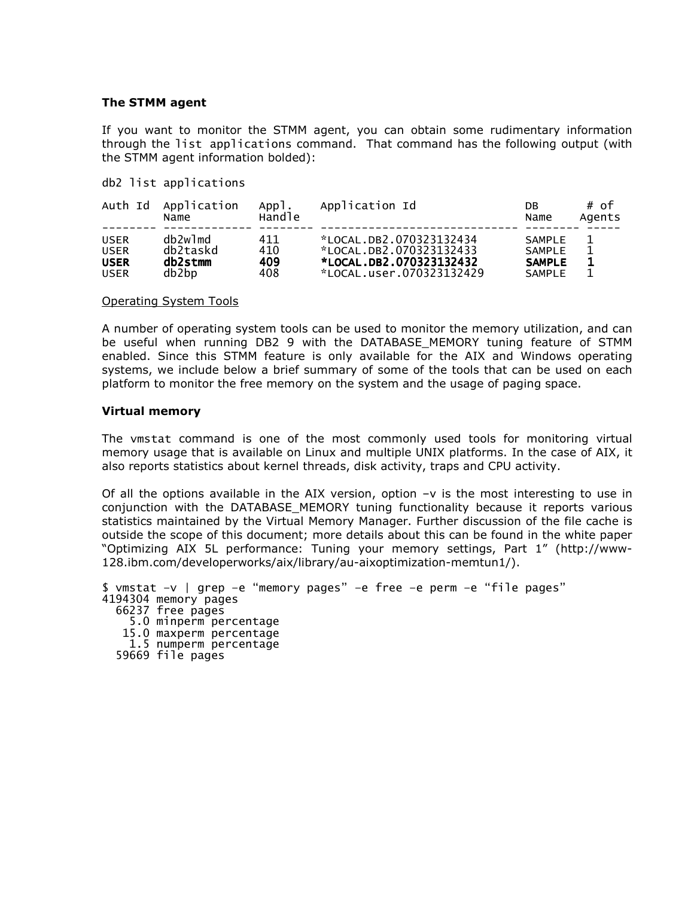**The STMM agent**

If you want to monitor the STMM agent, you can obtain some rudimentary information through the `list applications` command. That command has the following output (with the STMM agent information bolded):

```
db2 list applications

Auth Id  Application    Appl.    Application Id               DB       # of
         Name           Handle                                Name     Agents
-------- -------------- -------- ---------------------------- -------- -----
USER     db2wlmd        411      *LOCAL.DB2.070323132434      SAMPLE   1
USER     db2taskd       410      *LOCAL.DB2.070323132433      SAMPLE   1
USER     db2stmm        409      *LOCAL.DB2.070323132432      SAMPLE   1
USER     db2bp          408      *LOCAL.user.070323132429     SAMPLE   1
```

Operating System Tools

A number of operating system tools can be used to monitor the memory utilization, and can be useful when running DB2 9 with the DATABASE_MEMORY tuning feature of STMM enabled. Since this STMM feature is only available for the AIX and Windows operating systems, we include below a brief summary of some of the tools that can be used on each platform to monitor the free memory on the system and the usage of paging space.

**Virtual memory**

The `vmstat` command is one of the most commonly used tools for monitoring virtual memory usage that is available on Linux and multiple UNIX platforms. In the case of AIX, it also reports statistics about kernel threads, disk activity, traps and CPU activity.

Of all the options available in the AIX version, option –v is the most interesting to use in conjunction with the DATABASE_MEMORY tuning functionality because it reports various statistics maintained by the Virtual Memory Manager. Further discussion of the file cache is outside the scope of this document; more details about this can be found in the white paper "Optimizing AIX 5L performance: Tuning your memory settings, Part 1" (http://www-128.ibm.com/developerworks/aix/library/au-aixoptimization-memtun1/).

```
$ vmstat –v | grep –e "memory pages" –e free –e perm –e "file pages"
4194304 memory pages
  66237 free pages
    5.0 minperm percentage
   15.0 maxperm percentage
    1.5 numperm percentage
  59669 file pages
```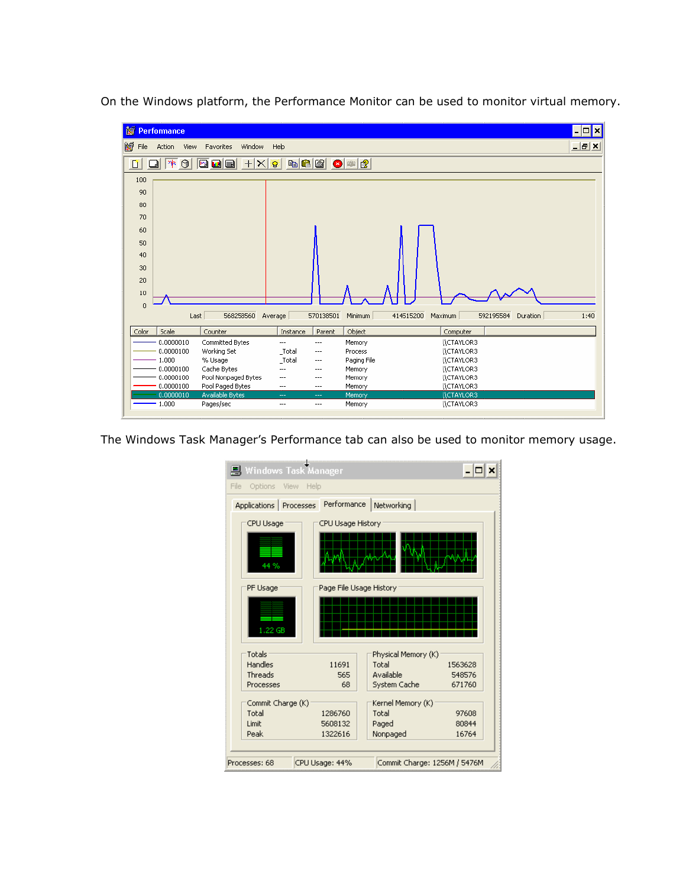On the Windows platform, the Performance Monitor can be used to monitor virtual memory.

The Windows Task Manager's Performance tab can also be used to monitor memory usage.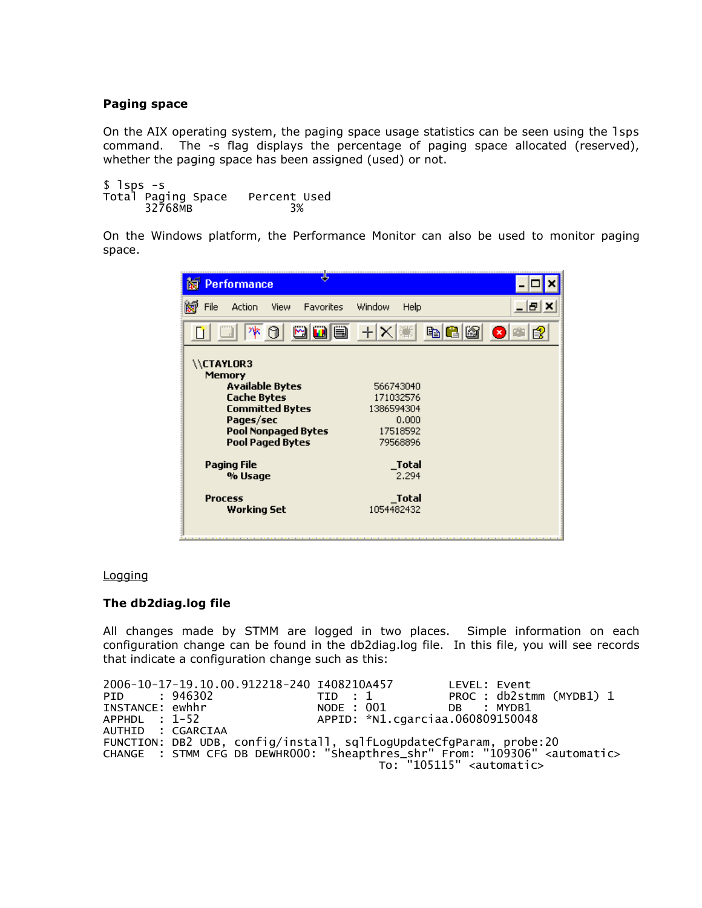### Paging space

On the AIX operating system, the paging space usage statistics can be seen using the `lsps` command. The -s flag displays the percentage of paging space allocated (reserved), whether the paging space has been assigned (used) or not.

```
$ lsps -s
Total Paging Space    Percent Used
      32768MB               3%
```

On the Windows platform, the Performance Monitor can also be used to monitor paging space.

```
\\CTAYLOR3
  Memory
      Available Bytes          566743040
      Cache Bytes              171032576
      Committed Bytes         1386594304
      Pages/sec                    0.000
      Pool Nonpaged Bytes       17518592
      Pool Paged Bytes          79568896

  Paging File                     _Total
      % Usage                      2.294

  Process                         _Total
      Working Set             1054482432
```

Logging

### The db2diag.log file

All changes made by STMM are logged in two places. Simple information on each configuration change can be found in the db2diag.log file. In this file, you will see records that indicate a configuration change such as this:

```
2006-10-17-19.10.00.912218-240 I408210A457        LEVEL: Event
PID     : 946302               TID  : 1           PROC : db2stmm (MYDB1) 1
INSTANCE: ewhhr                NODE : 001         DB   : MYDB1
APPHDL  : 1-52                 APPID: *N1.cgarciaa.060809150048
AUTHID  : CGARCIAA
FUNCTION: DB2 UDB, config/install, sqlfLogUpdateCfgParam, probe:20
CHANGE  : STMM CFG DB DEWHR000: "Sheapthres_shr" From: "109306" <automatic>
                                            To: "105115" <automatic>
```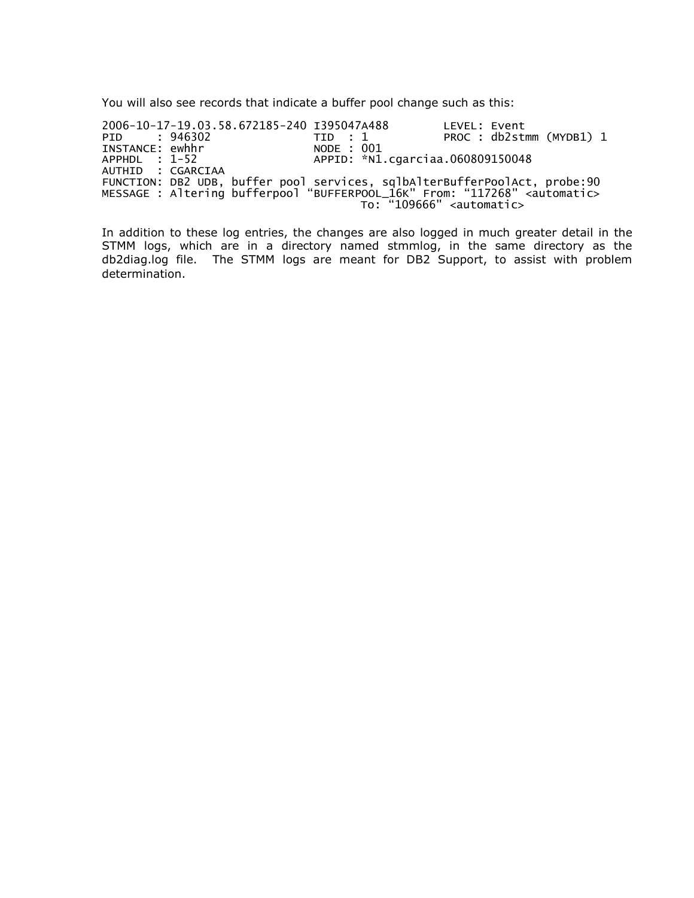You will also see records that indicate a buffer pool change such as this:

```
2006-10-17-19.03.58.672185-240 I395047A488        LEVEL: Event
PID     : 946302               TID  : 1           PROC : db2stmm (MYDB1) 1
INSTANCE: ewhhr                NODE : 001
APPHDL  : 1-52                 APPID: *N1.cgarciaa.060809150048
AUTHID  : CGARCIAA
FUNCTION: DB2 UDB, buffer pool services, sqlbAlterBufferPoolAct, probe:90
MESSAGE : Altering bufferpool “BUFFERPOOL_16K" From: “117268" <automatic>
                                     To: “109666" <automatic>
```

In addition to these log entries, the changes are also logged in much greater detail in the STMM logs, which are in a directory named stmmlog, in the same directory as the db2diag.log file. The STMM logs are meant for DB2 Support, to assist with problem determination.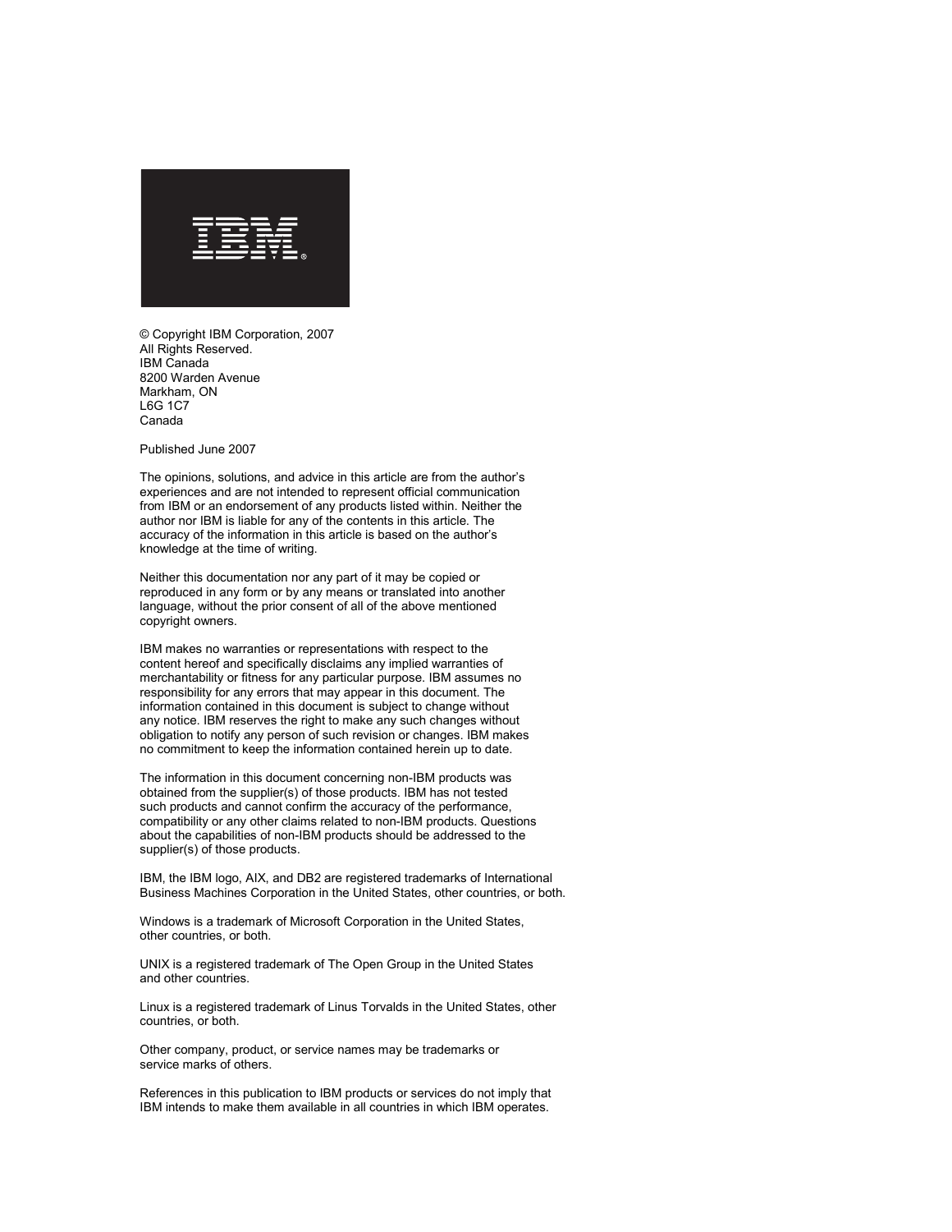© Copyright IBM Corporation, 2007
All Rights Reserved.
IBM Canada
8200 Warden Avenue
Markham, ON
L6G 1C7
Canada

Published June 2007

The opinions, solutions, and advice in this article are from the author's experiences and are not intended to represent official communication from IBM or an endorsement of any products listed within. Neither the author nor IBM is liable for any of the contents in this article. The accuracy of the information in this article is based on the author's knowledge at the time of writing.

Neither this documentation nor any part of it may be copied or reproduced in any form or by any means or translated into another language, without the prior consent of all of the above mentioned copyright owners.

IBM makes no warranties or representations with respect to the content hereof and specifically disclaims any implied warranties of merchantability or fitness for any particular purpose. IBM assumes no responsibility for any errors that may appear in this document. The information contained in this document is subject to change without any notice. IBM reserves the right to make any such changes without obligation to notify any person of such revision or changes. IBM makes no commitment to keep the information contained herein up to date.

The information in this document concerning non-IBM products was obtained from the supplier(s) of those products. IBM has not tested such products and cannot confirm the accuracy of the performance, compatibility or any other claims related to non-IBM products. Questions about the capabilities of non-IBM products should be addressed to the supplier(s) of those products.

IBM, the IBM logo, AIX, and DB2 are registered trademarks of International Business Machines Corporation in the United States, other countries, or both.

Windows is a trademark of Microsoft Corporation in the United States, other countries, or both.

UNIX is a registered trademark of The Open Group in the United States and other countries.

Linux is a registered trademark of Linus Torvalds in the United States, other countries, or both.

Other company, product, or service names may be trademarks or service marks of others.

References in this publication to IBM products or services do not imply that IBM intends to make them available in all countries in which IBM operates.